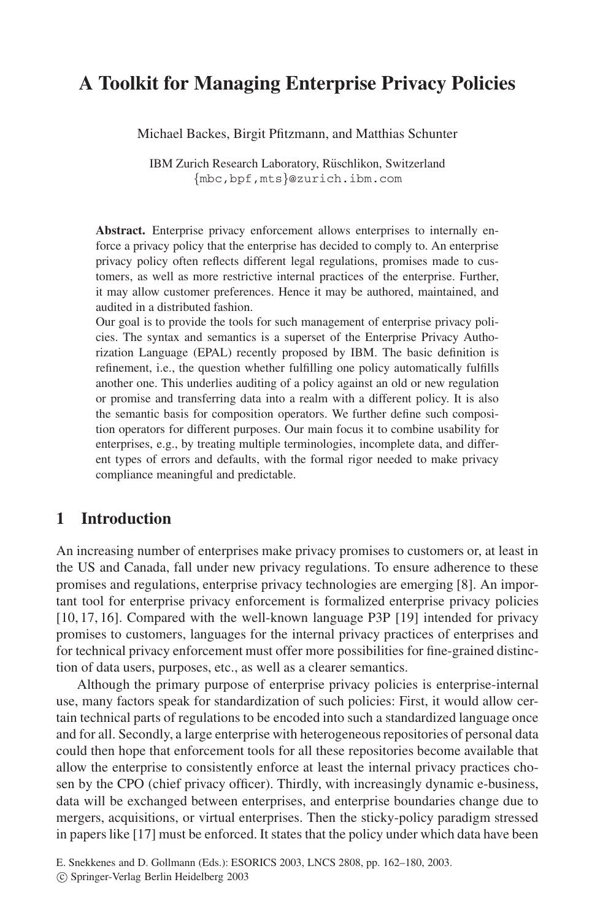# A Toolkit for Managing Enterprise Privacy Policies

Michael Backes, Birgit Pfitzmann, and Matthias Schunter

IBM Zurich Research Laboratory, Rüschlikon, Switzerland
{mbc,bpf,mts}@zurich.ibm.com

**Abstract.** Enterprise privacy enforcement allows enterprises to internally enforce a privacy policy that the enterprise has decided to comply to. An enterprise privacy policy often reflects different legal regulations, promises made to customers, as well as more restrictive internal practices of the enterprise. Further, it may allow customer preferences. Hence it may be authored, maintained, and audited in a distributed fashion.

Our goal is to provide the tools for such management of enterprise privacy policies. The syntax and semantics is a superset of the Enterprise Privacy Authorization Language (EPAL) recently proposed by IBM. The basic definition is refinement, i.e., the question whether fulfilling one policy automatically fulfills another one. This underlies auditing of a policy against an old or new regulation or promise and transferring data into a realm with a different policy. It is also the semantic basis for composition operators. We further define such composition operators for different purposes. Our main focus it to combine usability for enterprises, e.g., by treating multiple terminologies, incomplete data, and different types of errors and defaults, with the formal rigor needed to make privacy compliance meaningful and predictable.

## 1 Introduction

An increasing number of enterprises make privacy promises to customers or, at least in the US and Canada, fall under new privacy regulations. To ensure adherence to these promises and regulations, enterprise privacy technologies are emerging [8]. An important tool for enterprise privacy enforcement is formalized enterprise privacy policies [10, 17, 16]. Compared with the well-known language P3P [19] intended for privacy promises to customers, languages for the internal privacy practices of enterprises and for technical privacy enforcement must offer more possibilities for fine-grained distinction of data users, purposes, etc., as well as a clearer semantics.

Although the primary purpose of enterprise privacy policies is enterprise-internal use, many factors speak for standardization of such policies: First, it would allow certain technical parts of regulations to be encoded into such a standardized language once and for all. Secondly, a large enterprise with heterogeneous repositories of personal data could then hope that enforcement tools for all these repositories become available that allow the enterprise to consistently enforce at least the internal privacy practices chosen by the CPO (chief privacy officer). Thirdly, with increasingly dynamic e-business, data will be exchanged between enterprises, and enterprise boundaries change due to mergers, acquisitions, or virtual enterprises. Then the sticky-policy paradigm stressed in papers like [17] must be enforced. It states that the policy under which data have been

E. Snekkenes and D. Gollmann (Eds.): ESORICS 2003, LNCS 2808, pp. 162–180, 2003.
© Springer-Verlag Berlin Heidelberg 2003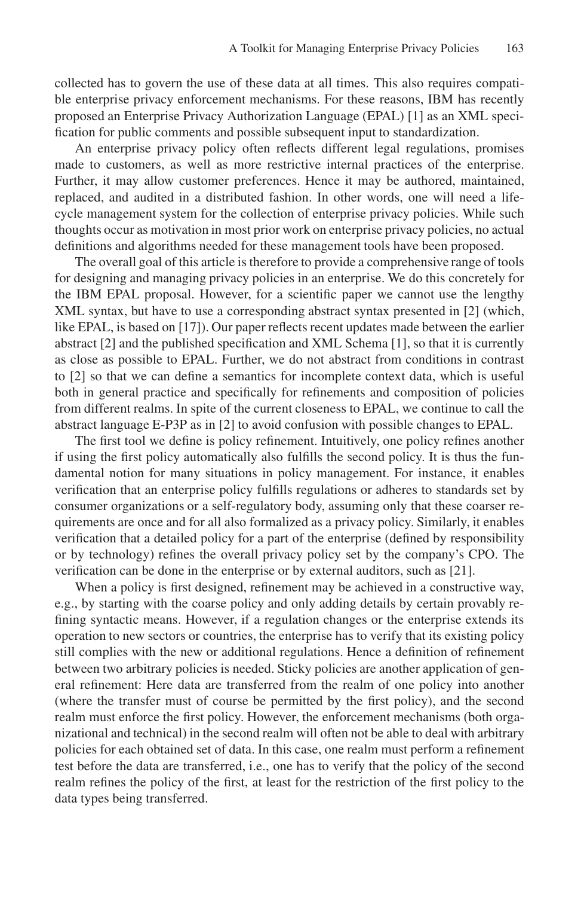collected has to govern the use of these data at all times. This also requires compatible enterprise privacy enforcement mechanisms. For these reasons, IBM has recently proposed an Enterprise Privacy Authorization Language (EPAL) [1] as an XML specification for public comments and possible subsequent input to standardization.

An enterprise privacy policy often reflects different legal regulations, promises made to customers, as well as more restrictive internal practices of the enterprise. Further, it may allow customer preferences. Hence it may be authored, maintained, replaced, and audited in a distributed fashion. In other words, one will need a life-cycle management system for the collection of enterprise privacy policies. While such thoughts occur as motivation in most prior work on enterprise privacy policies, no actual definitions and algorithms needed for these management tools have been proposed.

The overall goal of this article is therefore to provide a comprehensive range of tools for designing and managing privacy policies in an enterprise. We do this concretely for the IBM EPAL proposal. However, for a scientific paper we cannot use the lengthy XML syntax, but have to use a corresponding abstract syntax presented in [2] (which, like EPAL, is based on [17]). Our paper reflects recent updates made between the earlier abstract [2] and the published specification and XML Schema [1], so that it is currently as close as possible to EPAL. Further, we do not abstract from conditions in contrast to [2] so that we can define a semantics for incomplete context data, which is useful both in general practice and specifically for refinements and composition of policies from different realms. In spite of the current closeness to EPAL, we continue to call the abstract language E-P3P as in [2] to avoid confusion with possible changes to EPAL.

The first tool we define is policy refinement. Intuitively, one policy refines another if using the first policy automatically also fulfills the second policy. It is thus the fundamental notion for many situations in policy management. For instance, it enables verification that an enterprise policy fulfills regulations or adheres to standards set by consumer organizations or a self-regulatory body, assuming only that these coarser requirements are once and for all also formalized as a privacy policy. Similarly, it enables verification that a detailed policy for a part of the enterprise (defined by responsibility or by technology) refines the overall privacy policy set by the company's CPO. The verification can be done in the enterprise or by external auditors, such as [21].

When a policy is first designed, refinement may be achieved in a constructive way, e.g., by starting with the coarse policy and only adding details by certain provably refining syntactic means. However, if a regulation changes or the enterprise extends its operation to new sectors or countries, the enterprise has to verify that its existing policy still complies with the new or additional regulations. Hence a definition of refinement between two arbitrary policies is needed. Sticky policies are another application of general refinement: Here data are transferred from the realm of one policy into another (where the transfer must of course be permitted by the first policy), and the second realm must enforce the first policy. However, the enforcement mechanisms (both organizational and technical) in the second realm will often not be able to deal with arbitrary policies for each obtained set of data. In this case, one realm must perform a refinement test before the data are transferred, i.e., one has to verify that the policy of the second realm refines the policy of the first, at least for the restriction of the first policy to the data types being transferred.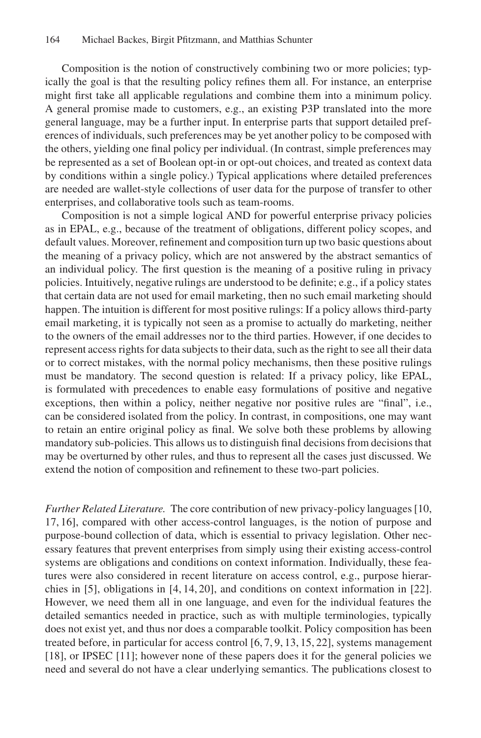Composition is the notion of constructively combining two or more policies; typically the goal is that the resulting policy refines them all. For instance, an enterprise might first take all applicable regulations and combine them into a minimum policy. A general promise made to customers, e.g., an existing P3P translated into the more general language, may be a further input. In enterprise parts that support detailed preferences of individuals, such preferences may be yet another policy to be composed with the others, yielding one final policy per individual. (In contrast, simple preferences may be represented as a set of Boolean opt-in or opt-out choices, and treated as context data by conditions within a single policy.) Typical applications where detailed preferences are needed are wallet-style collections of user data for the purpose of transfer to other enterprises, and collaborative tools such as team-rooms.

Composition is not a simple logical AND for powerful enterprise privacy policies as in EPAL, e.g., because of the treatment of obligations, different policy scopes, and default values. Moreover, refinement and composition turn up two basic questions about the meaning of a privacy policy, which are not answered by the abstract semantics of an individual policy. The first question is the meaning of a positive ruling in privacy policies. Intuitively, negative rulings are understood to be definite; e.g., if a policy states that certain data are not used for email marketing, then no such email marketing should happen. The intuition is different for most positive rulings: If a policy allows third-party email marketing, it is typically not seen as a promise to actually do marketing, neither to the owners of the email addresses nor to the third parties. However, if one decides to represent access rights for data subjects to their data, such as the right to see all their data or to correct mistakes, with the normal policy mechanisms, then these positive rulings must be mandatory. The second question is related: If a privacy policy, like EPAL, is formulated with precedences to enable easy formulations of positive and negative exceptions, then within a policy, neither negative nor positive rules are "final", i.e., can be considered isolated from the policy. In contrast, in compositions, one may want to retain an entire original policy as final. We solve both these problems by allowing mandatory sub-policies. This allows us to distinguish final decisions from decisions that may be overturned by other rules, and thus to represent all the cases just discussed. We extend the notion of composition and refinement to these two-part policies.

*Further Related Literature.* The core contribution of new privacy-policy languages [10, 17, 16], compared with other access-control languages, is the notion of purpose and purpose-bound collection of data, which is essential to privacy legislation. Other necessary features that prevent enterprises from simply using their existing access-control systems are obligations and conditions on context information. Individually, these features were also considered in recent literature on access control, e.g., purpose hierarchies in [5], obligations in [4, 14, 20], and conditions on context information in [22]. However, we need them all in one language, and even for the individual features the detailed semantics needed in practice, such as with multiple terminologies, typically does not exist yet, and thus nor does a comparable toolkit. Policy composition has been treated before, in particular for access control [6, 7, 9, 13, 15, 22], systems management [18], or IPSEC [11]; however none of these papers does it for the general policies we need and several do not have a clear underlying semantics. The publications closest to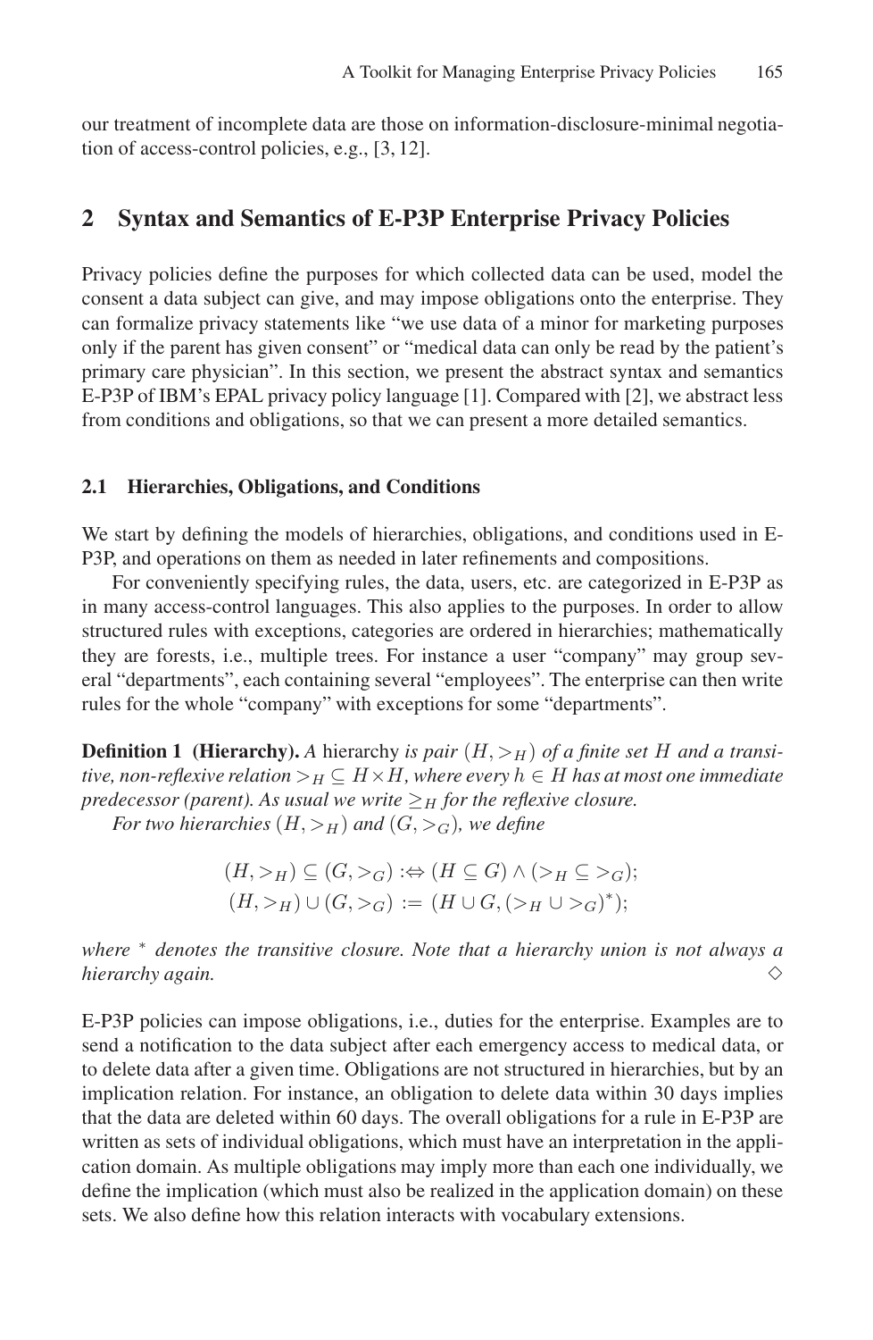our treatment of incomplete data are those on information-disclosure-minimal negotiation of access-control policies, e.g., [3, 12].

## 2 Syntax and Semantics of E-P3P Enterprise Privacy Policies

Privacy policies define the purposes for which collected data can be used, model the consent a data subject can give, and may impose obligations onto the enterprise. They can formalize privacy statements like "we use data of a minor for marketing purposes only if the parent has given consent" or "medical data can only be read by the patient's primary care physician". In this section, we present the abstract syntax and semantics E-P3P of IBM's EPAL privacy policy language [1]. Compared with [2], we abstract less from conditions and obligations, so that we can present a more detailed semantics.

### 2.1 Hierarchies, Obligations, and Conditions

We start by defining the models of hierarchies, obligations, and conditions used in E-P3P, and operations on them as needed in later refinements and compositions.

For conveniently specifying rules, the data, users, etc. are categorized in E-P3P as in many access-control languages. This also applies to the purposes. In order to allow structured rules with exceptions, categories are ordered in hierarchies; mathematically they are forests, i.e., multiple trees. For instance a user "company" may group several "departments", each containing several "employees". The enterprise can then write rules for the whole "company" with exceptions for some "departments".

**Definition 1 (Hierarchy).** *A* hierarchy *is pair* $(H, >_H)$ *of a finite set* $H$ *and a transitive, non-reflexive relation* $>_H \subseteq H \times H$*, where every* $h \in H$ *has at most one immediate predecessor (parent). As usual we write* $\geq_H$ *for the reflexive closure.*

*For two hierarchies* $(H, >_H)$ *and* $(G, >_G)$*, we define*

$$(H, >_H) \subseteq (G, >_G) :\Leftrightarrow (H \subseteq G) \wedge (>_H \subseteq >_G);$$
$$(H, >_H) \cup (G, >_G) := (H \cup G, (>_H \cup >_G)^*);$$

*where* $^*$ *denotes the transitive closure. Note that a hierarchy union is not always a hierarchy again.* ◇

E-P3P policies can impose obligations, i.e., duties for the enterprise. Examples are to send a notification to the data subject after each emergency access to medical data, or to delete data after a given time. Obligations are not structured in hierarchies, but by an implication relation. For instance, an obligation to delete data within 30 days implies that the data are deleted within 60 days. The overall obligations for a rule in E-P3P are written as sets of individual obligations, which must have an interpretation in the application domain. As multiple obligations may imply more than each one individually, we define the implication (which must also be realized in the application domain) on these sets. We also define how this relation interacts with vocabulary extensions.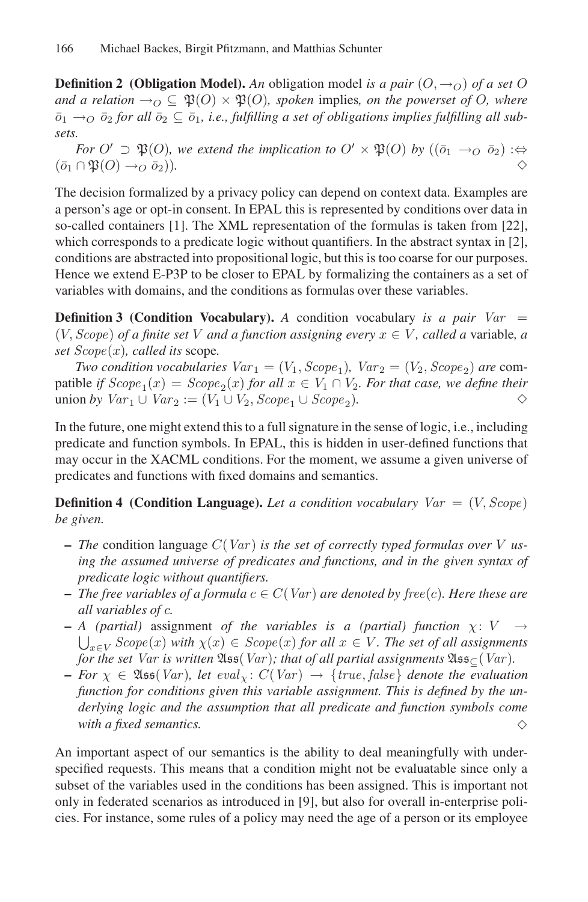**Definition 2 (Obligation Model).** *An* obligation model *is a pair* $(O, \rightarrow_O)$ *of a set* $O$ *and a relation* $\rightarrow_O \subseteq \mathfrak{P}(O) \times \mathfrak{P}(O)$*, spoken* implies*, on the powerset of O, where* $\bar{o}_1 \rightarrow_O \bar{o}_2$ *for all* $\bar{o}_2 \subseteq \bar{o}_1$*, i.e., fulfilling a set of obligations implies fulfilling all subsets.*

*For* $O' \supset \mathfrak{P}(O)$*, we extend the implication to* $O' \times \mathfrak{P}(O)$ *by* $((\bar{o}_1 \rightarrow_O \bar{o}_2) :\Leftrightarrow (\bar{o}_1 \cap \mathfrak{P}(O) \rightarrow_O \bar{o}_2))$. ◇

The decision formalized by a privacy policy can depend on context data. Examples are a person's age or opt-in consent. In EPAL this is represented by conditions over data in so-called containers [1]. The XML representation of the formulas is taken from [22], which corresponds to a predicate logic without quantifiers. In the abstract syntax in [2], conditions are abstracted into propositional logic, but this is too coarse for our purposes. Hence we extend E-P3P to be closer to EPAL by formalizing the containers as a set of variables with domains, and the conditions as formulas over these variables.

**Definition 3 (Condition Vocabulary).** *A* condition vocabulary *is a pair* $Var = (V, Scope)$ *of a finite set* $V$ *and a function assigning every* $x \in V$*, called a* variable*, a set* $Scope(x)$*, called its* scope*.*

*Two condition vocabularies* $Var_1 = (V_1, Scope_1)$*,* $Var_2 = (V_2, Scope_2)$ *are* compatible *if* $Scope_1(x) = Scope_2(x)$ *for all* $x \in V_1 \cap V_2$*. For that case, we define their* union *by* $Var_1 \cup Var_2 := (V_1 \cup V_2, Scope_1 \cup Scope_2)$. ◇

In the future, one might extend this to a full signature in the sense of logic, i.e., including predicate and function symbols. In EPAL, this is hidden in user-defined functions that may occur in the XACML conditions. For the moment, we assume a given universe of predicates and functions with fixed domains and semantics.

**Definition 4 (Condition Language).** *Let a condition vocabulary* $Var = (V, Scope)$ *be given.*

- *The* condition language $C(Var)$ *is the set of correctly typed formulas over* $V$ *using the assumed universe of predicates and functions, and in the given syntax of predicate logic without quantifiers.*
- *The free variables of a formula* $c \in C(Var)$ *are denoted by* $free(c)$*. Here these are all variables of c.*
- *A (partial)* assignment *of the variables is a (partial) function* $\chi \colon V \rightarrow \bigcup_{x \in V} Scope(x)$ *with* $\chi(x) \in Scope(x)$ *for all* $x \in V$*. The set of all assignments for the set Var is written* $\mathfrak{Ass}(Var)$*; that of all partial assignments* $\mathfrak{Ass}_{\subseteq}(Var)$*.*
- *For* $\chi \in \mathfrak{Ass}(Var)$*, let* $eval_\chi \colon C(Var) \rightarrow \{true, false\}$ *denote the evaluation function for conditions given this variable assignment. This is defined by the underlying logic and the assumption that all predicate and function symbols come with a fixed semantics.* ◇

An important aspect of our semantics is the ability to deal meaningfully with underspecified requests. This means that a condition might not be evaluatable since only a subset of the variables used in the conditions has been assigned. This is important not only in federated scenarios as introduced in [9], but also for overall in-enterprise policies. For instance, some rules of a policy may need the age of a person or its employee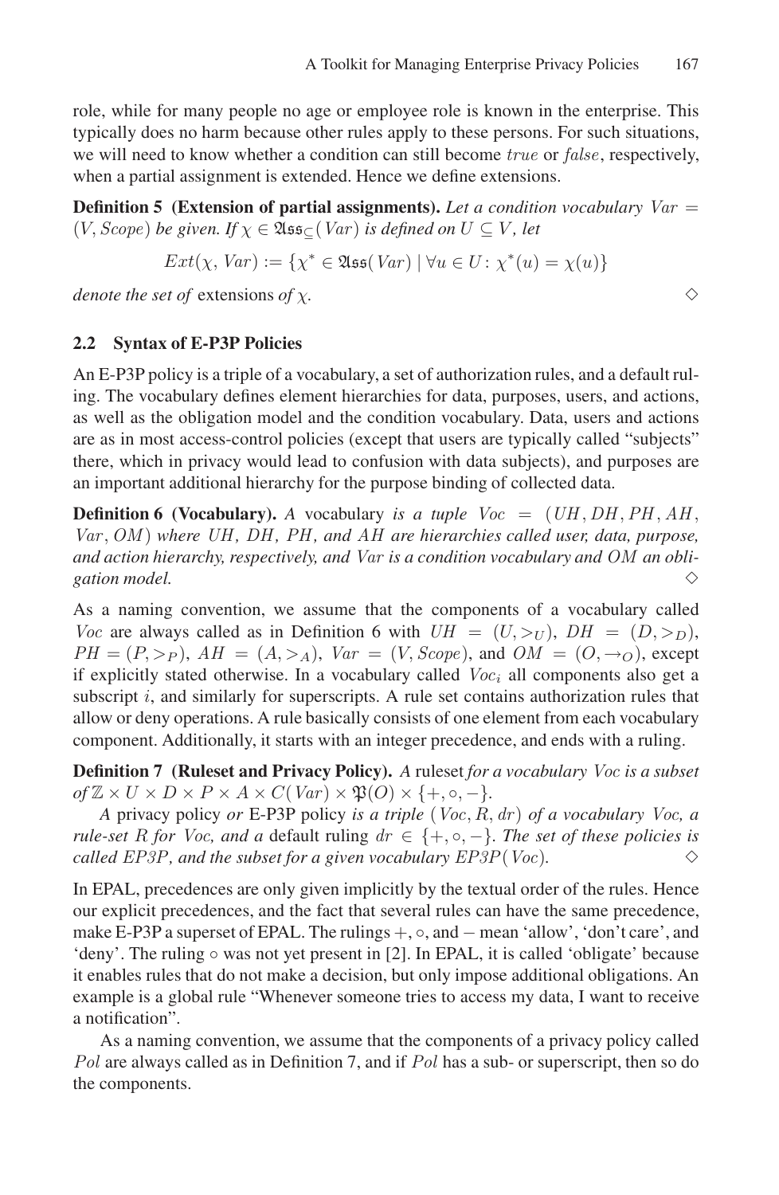role, while for many people no age or employee role is known in the enterprise. This typically does no harm because other rules apply to these persons. For such situations, we will need to know whether a condition can still become $true$ or $false$, respectively, when a partial assignment is extended. Hence we define extensions.

**Definition 5 (Extension of partial assignments).** *Let a condition vocabulary $Var = (V, Scope)$ be given. If $\chi \in \mathfrak{Ass}_{\subseteq}(Var)$ is defined on $U \subseteq V$, let*

$$Ext(\chi, Var) := \{\chi^* \in \mathfrak{Ass}(Var) \mid \forall u \in U \colon \chi^*(u) = \chi(u)\}$$

*denote the set of* extensions *of $\chi$.* ◇

### 2.2 Syntax of E-P3P Policies

An E-P3P policy is a triple of a vocabulary, a set of authorization rules, and a default ruling. The vocabulary defines element hierarchies for data, purposes, users, and actions, as well as the obligation model and the condition vocabulary. Data, users and actions are as in most access-control policies (except that users are typically called "subjects" there, which in privacy would lead to confusion with data subjects), and purposes are an important additional hierarchy for the purpose binding of collected data.

**Definition 6 (Vocabulary).** *A* vocabulary *is a tuple $Voc = (UH, DH, PH, AH, Var, OM)$ where $UH$, $DH$, $PH$, and $AH$ are hierarchies called user, data, purpose, and action hierarchy, respectively, and $Var$ is a condition vocabulary and $OM$ an obligation model.* ◇

As a naming convention, we assume that the components of a vocabulary called $Voc$ are always called as in Definition 6 with $UH = (U, >_U)$, $DH = (D, >_D)$, $PH = (P, >_P)$, $AH = (A, >_A)$, $Var = (V, Scope)$, and $OM = (O, \to_O)$, except if explicitly stated otherwise. In a vocabulary called $Voc_i$ all components also get a subscript $i$, and similarly for superscripts. A rule set contains authorization rules that allow or deny operations. A rule basically consists of one element from each vocabulary component. Additionally, it starts with an integer precedence, and ends with a ruling.

**Definition 7 (Ruleset and Privacy Policy).** *A* ruleset *for a vocabulary $Voc$ is a subset of $\mathbb{Z} \times U \times D \times P \times A \times C(Var) \times \mathfrak{P}(O) \times \{+, \circ, -\}$.*

*A* privacy policy *or* E-P3P policy *is a triple $(Voc, R, dr)$ of a vocabulary $Voc$, a rule-set $R$ for $Voc$, and a* default ruling *$dr \in \{+, \circ, -\}$. The set of these policies is called $EP3P$, and the subset for a given vocabulary $EP3P(Voc)$.* ◇

In EPAL, precedences are only given implicitly by the textual order of the rules. Hence our explicit precedences, and the fact that several rules can have the same precedence, make E-P3P a superset of EPAL. The rulings $+$, $\circ$, and $-$ mean 'allow', 'don't care', and 'deny'. The ruling $\circ$ was not yet present in [2]. In EPAL, it is called 'obligate' because it enables rules that do not make a decision, but only impose additional obligations. An example is a global rule "Whenever someone tries to access my data, I want to receive a notification".

As a naming convention, we assume that the components of a privacy policy called $Pol$ are always called as in Definition 7, and if $Pol$ has a sub- or superscript, then so do the components.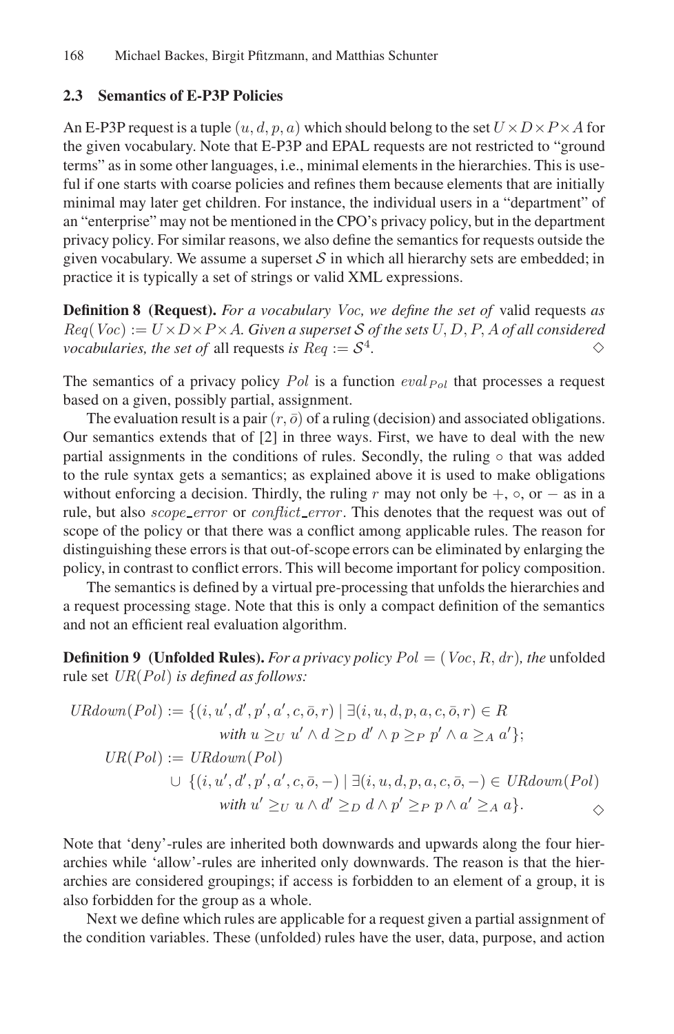### 2.3 Semantics of E-P3P Policies

An E-P3P request is a tuple $(u, d, p, a)$ which should belong to the set $U \times D \times P \times A$ for the given vocabulary. Note that E-P3P and EPAL requests are not restricted to "ground terms" as in some other languages, i.e., minimal elements in the hierarchies. This is useful if one starts with coarse policies and refines them because elements that are initially minimal may later get children. For instance, the individual users in a "department" of an "enterprise" may not be mentioned in the CPO's privacy policy, but in the department privacy policy. For similar reasons, we also define the semantics for requests outside the given vocabulary. We assume a superset $\mathcal{S}$ in which all hierarchy sets are embedded; in practice it is typically a set of strings or valid XML expressions.

**Definition 8 (Request).** *For a vocabulary $Voc$, we define the set of* valid requests *as $Req(Voc) := U \times D \times P \times A$. Given a superset $\mathcal{S}$ of the sets $U, D, P, A$ of all considered vocabularies, the set of* all requests *is $Req := \mathcal{S}^4$.* $\diamond$

The semantics of a privacy policy $Pol$ is a function $eval_{Pol}$ that processes a request based on a given, possibly partial, assignment.

The evaluation result is a pair $(r, \bar{o})$ of a ruling (decision) and associated obligations. Our semantics extends that of [2] in three ways. First, we have to deal with the new partial assignments in the conditions of rules. Secondly, the ruling $\circ$ that was added to the rule syntax gets a semantics; as explained above it is used to make obligations without enforcing a decision. Thirdly, the ruling $r$ may not only be $+$, $\circ$, or $-$ as in a rule, but also $scope\_error$ or $conflict\_error$. This denotes that the request was out of scope of the policy or that there was a conflict among applicable rules. The reason for distinguishing these errors is that out-of-scope errors can be eliminated by enlarging the policy, in contrast to conflict errors. This will become important for policy composition.

The semantics is defined by a virtual pre-processing that unfolds the hierarchies and a request processing stage. Note that this is only a compact definition of the semantics and not an efficient real evaluation algorithm.

**Definition 9 (Unfolded Rules).** *For a privacy policy $Pol = (Voc, R, dr)$, the* unfolded rule set *$UR(Pol)$ is defined as follows:*

$$
\begin{aligned}
URdown(Pol) &:= \{(i, u', d', p', a', c, \bar{o}, r) \mid \exists (i, u, d, p, a, c, \bar{o}, r) \in R \\
&\qquad \textit{with } u \geq_U u' \wedge d \geq_D d' \wedge p \geq_P p' \wedge a \geq_A a'\}; \\
UR(Pol) &:= URdown(Pol) \\
&\qquad \cup \{(i, u', d', p', a', c, \bar{o}, -) \mid \exists (i, u, d, p, a, c, \bar{o}, -) \in URdown(Pol) \\
&\qquad \textit{with } u' \geq_U u \wedge d' \geq_D d \wedge p' \geq_P p \wedge a' \geq_A a\}.
\end{aligned}
$$
$\diamond$

Note that 'deny'-rules are inherited both downwards and upwards along the four hierarchies while 'allow'-rules are inherited only downwards. The reason is that the hierarchies are considered groupings; if access is forbidden to an element of a group, it is also forbidden for the group as a whole.

Next we define which rules are applicable for a request given a partial assignment of the condition variables. These (unfolded) rules have the user, data, purpose, and action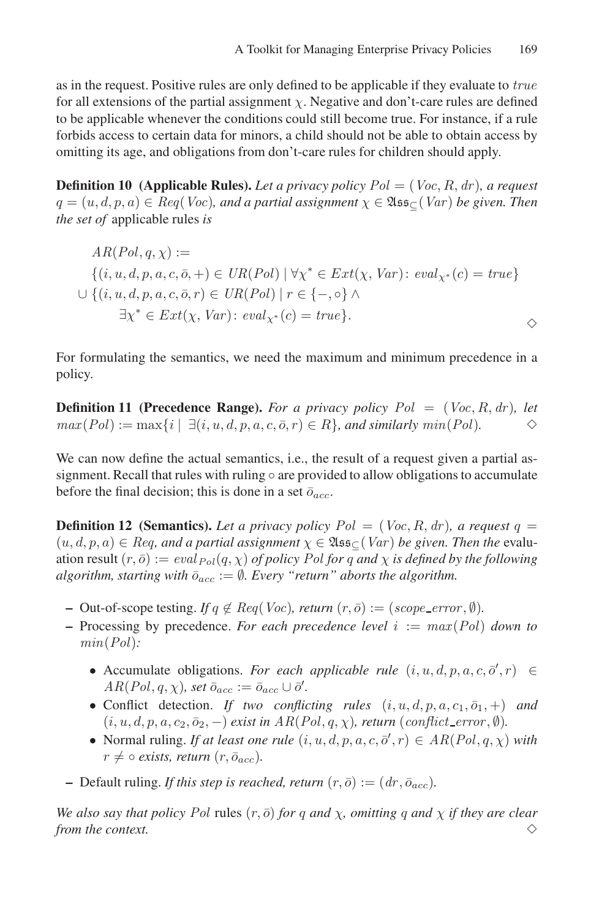as in the request. Positive rules are only defined to be applicable if they evaluate to $true$ for all extensions of the partial assignment $\chi$. Negative and don't-care rules are defined to be applicable whenever the conditions could still become true. For instance, if a rule forbids access to certain data for minors, a child should not be able to obtain access by omitting its age, and obligations from don't-care rules for children should apply.

**Definition 10 (Applicable Rules).** *Let a privacy policy $Pol = (Voc, R, dr)$, a request $q = (u, d, p, a) \in Req(Voc)$, and a partial assignment $\chi \in \mathfrak{Ass}_{\subseteq}(Var)$ be given. Then the set of* applicable rules *is*

$$
\begin{aligned}
&AR(Pol, q, \chi) := \\
&\{(i, u, d, p, a, c, \bar{o}, +) \in UR(Pol) \mid \forall \chi^* \in Ext(\chi, Var)\colon eval_{\chi^*}(c) = true\} \\
\cup\ &\{(i, u, d, p, a, c, \bar{o}, r) \in UR(Pol) \mid r \in \{-, \circ\} \wedge \\
&\qquad \exists \chi^* \in Ext(\chi, Var)\colon eval_{\chi^*}(c) = true\}.
\end{aligned}
$$

$\diamond$

For formulating the semantics, we need the maximum and minimum precedence in a policy.

**Definition 11 (Precedence Range).** *For a privacy policy $Pol = (Voc, R, dr)$, let $max(Pol) := \max\{i \mid \exists (i, u, d, p, a, c, \bar{o}, r) \in R\}$, and similarly $min(Pol)$.* $\diamond$

We can now define the actual semantics, i.e., the result of a request given a partial assignment. Recall that rules with ruling $\circ$ are provided to allow obligations to accumulate before the final decision; this is done in a set $\bar{o}_{acc}$.

**Definition 12 (Semantics).** *Let a privacy policy $Pol = (Voc, R, dr)$, a request $q = (u, d, p, a) \in Req$, and a partial assignment $\chi \in \mathfrak{Ass}_{\subseteq}(Var)$ be given. Then the* evaluation result *$(r, \bar{o}) := eval_{Pol}(q, \chi)$ of policy $Pol$ for $q$ and $\chi$ is defined by the following algorithm, starting with $\bar{o}_{acc} := \emptyset$. Every "return" aborts the algorithm.*

- Out-of-scope testing. *If $q \notin Req(Voc)$, return $(r, \bar{o}) := (scope\_error, \emptyset)$.*
- Processing by precedence. *For each precedence level $i := max(Pol)$ down to $min(Pol)$:*
  - Accumulate obligations. *For each applicable rule $(i, u, d, p, a, c, \bar{o}', r) \in AR(Pol, q, \chi)$, set $\bar{o}_{acc} := \bar{o}_{acc} \cup \bar{o}'$.*
  - Conflict detection. *If two conflicting rules $(i, u, d, p, a, c_1, \bar{o}_1, +)$ and $(i, u, d, p, a, c_2, \bar{o}_2, -)$ exist in $AR(Pol, q, \chi)$, return $(conflict\_error, \emptyset)$.*
  - Normal ruling. *If at least one rule $(i, u, d, p, a, c, \bar{o}', r) \in AR(Pol, q, \chi)$ with $r \neq \circ$ exists, return $(r, \bar{o}_{acc})$.*
- Default ruling. *If this step is reached, return $(r, \bar{o}) := (dr, \bar{o}_{acc})$.*

*We also say that policy $Pol$* rules *$(r, \bar{o})$ for $q$ and $\chi$, omitting $q$ and $\chi$ if they are clear from the context.* $\diamond$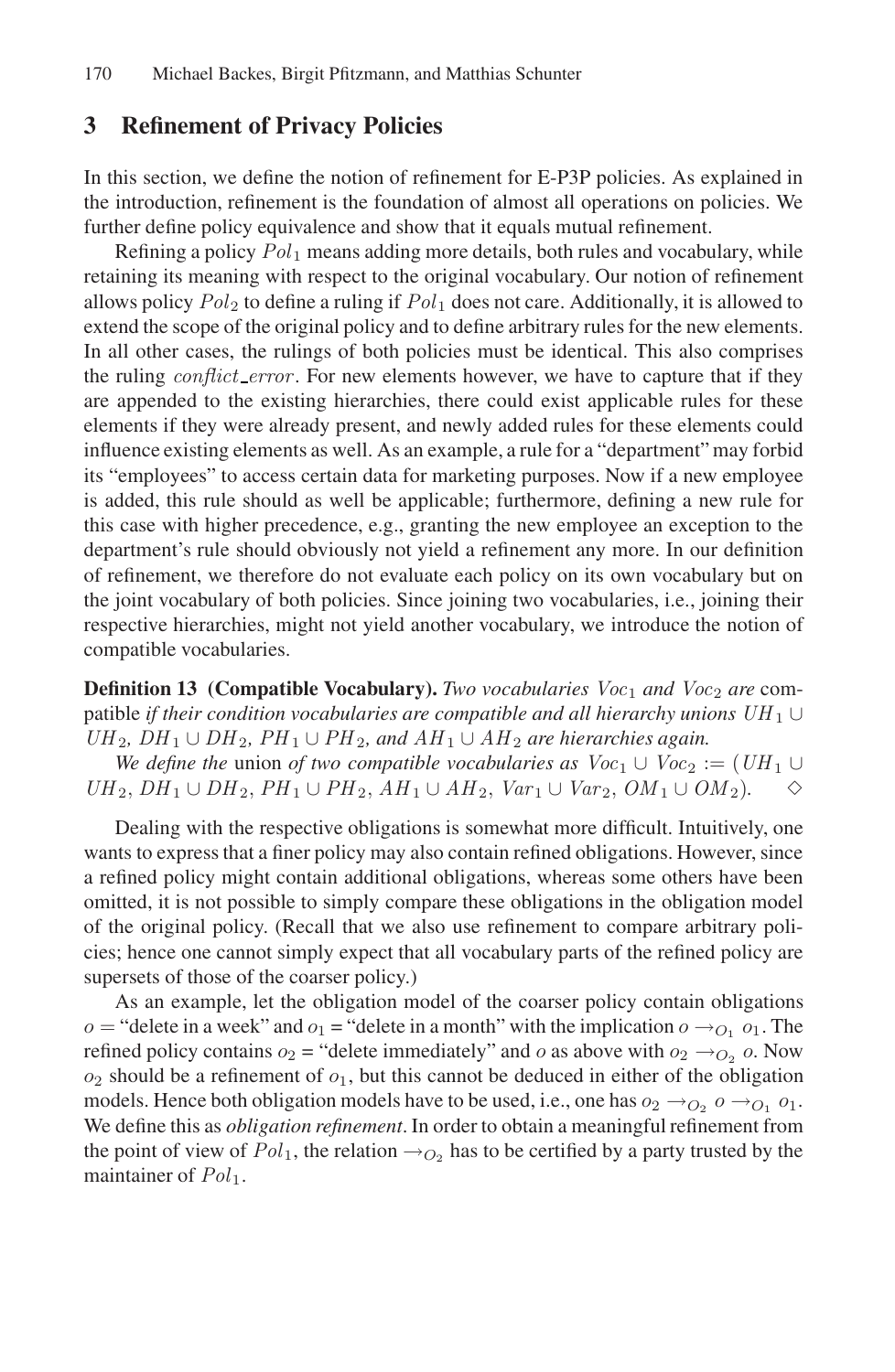## 3 Refinement of Privacy Policies

In this section, we define the notion of refinement for E-P3P policies. As explained in the introduction, refinement is the foundation of almost all operations on policies. We further define policy equivalence and show that it equals mutual refinement.

Refining a policy $Pol_1$ means adding more details, both rules and vocabulary, while retaining its meaning with respect to the original vocabulary. Our notion of refinement allows policy $Pol_2$ to define a ruling if $Pol_1$ does not care. Additionally, it is allowed to extend the scope of the original policy and to define arbitrary rules for the new elements. In all other cases, the rulings of both policies must be identical. This also comprises the ruling $conflict\_error$. For new elements however, we have to capture that if they are appended to the existing hierarchies, there could exist applicable rules for these elements if they were already present, and newly added rules for these elements could influence existing elements as well. As an example, a rule for a "department" may forbid its "employees" to access certain data for marketing purposes. Now if a new employee is added, this rule should as well be applicable; furthermore, defining a new rule for this case with higher precedence, e.g., granting the new employee an exception to the department's rule should obviously not yield a refinement any more. In our definition of refinement, we therefore do not evaluate each policy on its own vocabulary but on the joint vocabulary of both policies. Since joining two vocabularies, i.e., joining their respective hierarchies, might not yield another vocabulary, we introduce the notion of compatible vocabularies.

**Definition 13 (Compatible Vocabulary).** *Two vocabularies $Voc_1$ and $Voc_2$ are* compatible *if their condition vocabularies are compatible and all hierarchy unions $UH_1 \cup UH_2$, $DH_1 \cup DH_2$, $PH_1 \cup PH_2$, and $AH_1 \cup AH_2$ are hierarchies again.*

*We define the* union *of two compatible vocabularies as $Voc_1 \cup Voc_2 := (UH_1 \cup UH_2, DH_1 \cup DH_2, PH_1 \cup PH_2, AH_1 \cup AH_2, Var_1 \cup Var_2, OM_1 \cup OM_2)$.* $\diamond$

Dealing with the respective obligations is somewhat more difficult. Intuitively, one wants to express that a finer policy may also contain refined obligations. However, since a refined policy might contain additional obligations, whereas some others have been omitted, it is not possible to simply compare these obligations in the obligation model of the original policy. (Recall that we also use refinement to compare arbitrary policies; hence one cannot simply expect that all vocabulary parts of the refined policy are supersets of those of the coarser policy.)

As an example, let the obligation model of the coarser policy contain obligations $o$ = "delete in a week" and $o_1$ = "delete in a month" with the implication $o \rightarrow_{O_1} o_1$. The refined policy contains $o_2$ = "delete immediately" and $o$ as above with $o_2 \rightarrow_{O_2} o$. Now $o_2$ should be a refinement of $o_1$, but this cannot be deduced in either of the obligation models. Hence both obligation models have to be used, i.e., one has $o_2 \rightarrow_{O_2} o \rightarrow_{O_1} o_1$. We define this as *obligation refinement*. In order to obtain a meaningful refinement from the point of view of $Pol_1$, the relation $\rightarrow_{O_2}$ has to be certified by a party trusted by the maintainer of $Pol_1$.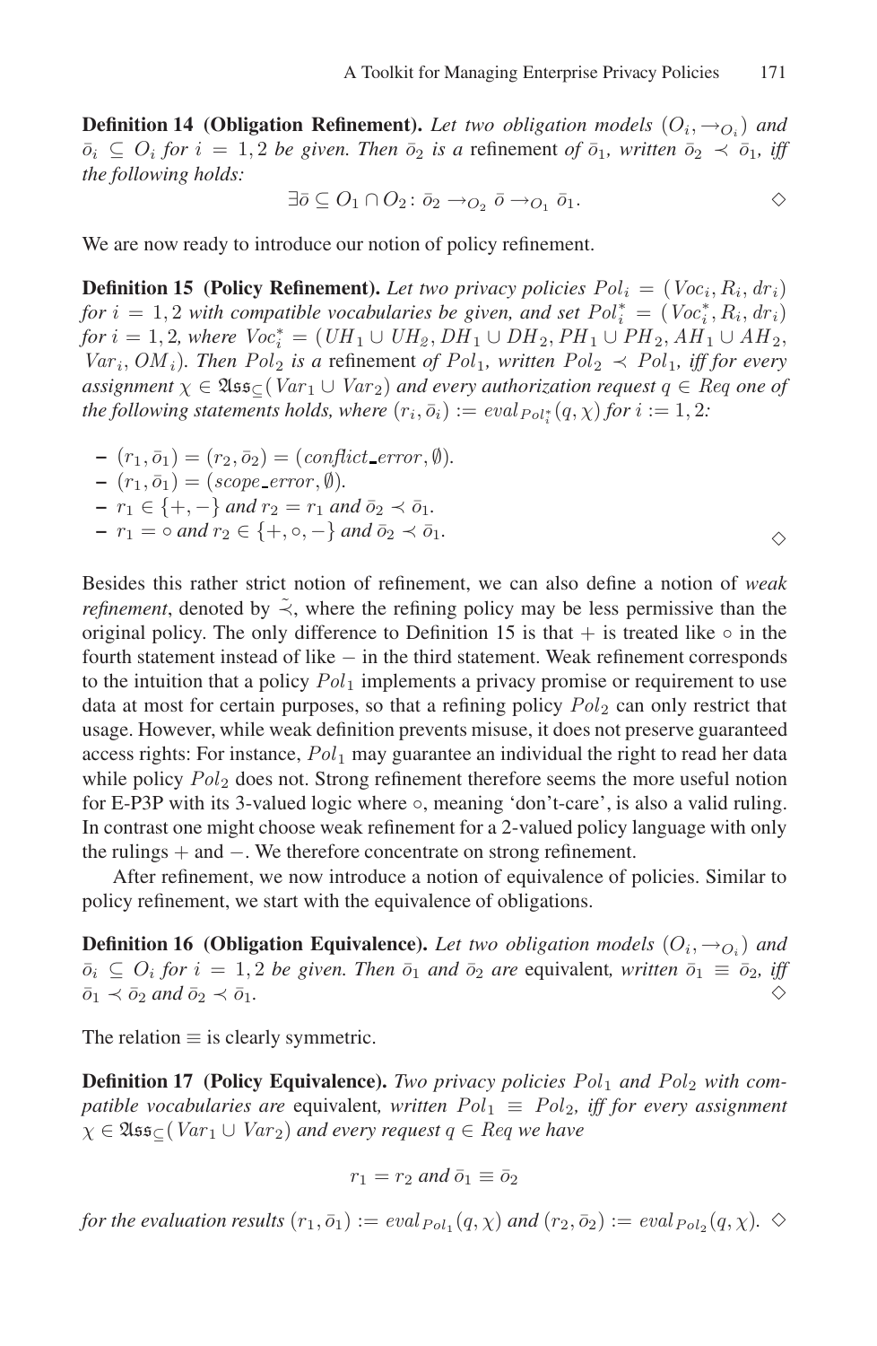**Definition 14 (Obligation Refinement).** *Let two obligation models $(O_i, \rightarrow_{O_i})$ and $\bar{o}_i \subseteq O_i$ for $i = 1, 2$ be given. Then $\bar{o}_2$ is a* refinement *of $\bar{o}_1$, written $\bar{o}_2 \prec \bar{o}_1$, iff the following holds:*

$$\exists \bar{o} \subseteq O_1 \cap O_2 \colon \bar{o}_2 \rightarrow_{O_2} \bar{o} \rightarrow_{O_1} \bar{o}_1. \qquad \diamond$$

We are now ready to introduce our notion of policy refinement.

**Definition 15 (Policy Refinement).** *Let two privacy policies $Pol_i = (Voc_i, R_i, dr_i)$ for $i = 1, 2$ with compatible vocabularies be given, and set $Pol_i^* = (Voc_i^*, R_i, dr_i)$ for $i = 1, 2$, where $Voc_i^* = (UH_1 \cup UH_2, DH_1 \cup DH_2, PH_1 \cup PH_2, AH_1 \cup AH_2, Var_i, OM_i)$. Then $Pol_2$ is a* refinement *of $Pol_1$, written $Pol_2 \prec Pol_1$, iff for every assignment $\chi \in \mathfrak{Ass}_{\subseteq}(Var_1 \cup Var_2)$ and every authorization request $q \in Req$ one of the following statements holds, where $(r_i, \bar{o}_i) := eval_{Pol_i^*}(q, \chi)$ for $i := 1, 2$:*

- $(r_1, \bar{o}_1) = (r_2, \bar{o}_2) = (conflict\_error, \emptyset)$.
- $(r_1, \bar{o}_1) = (scope\_error, \emptyset)$.
- $r_1 \in \{+, -\}$ *and* $r_2 = r_1$ *and* $\bar{o}_2 \prec \bar{o}_1$.
- $r_1 = \circ$ *and* $r_2 \in \{+, \circ, -\}$ *and* $\bar{o}_2 \prec \bar{o}_1$. $\diamond$

Besides this rather strict notion of refinement, we can also define a notion of *weak refinement*, denoted by $\tilde{\prec}$, where the refining policy may be less permissive than the original policy. The only difference to Definition 15 is that $+$ is treated like $\circ$ in the fourth statement instead of like $-$ in the third statement. Weak refinement corresponds to the intuition that a policy $Pol_1$ implements a privacy promise or requirement to use data at most for certain purposes, so that a refining policy $Pol_2$ can only restrict that usage. However, while weak definition prevents misuse, it does not preserve guaranteed access rights: For instance, $Pol_1$ may guarantee an individual the right to read her data while policy $Pol_2$ does not. Strong refinement therefore seems the more useful notion for E-P3P with its 3-valued logic where $\circ$, meaning 'don't-care', is also a valid ruling. In contrast one might choose weak refinement for a 2-valued policy language with only the rulings $+$ and $-$. We therefore concentrate on strong refinement.

After refinement, we now introduce a notion of equivalence of policies. Similar to policy refinement, we start with the equivalence of obligations.

**Definition 16 (Obligation Equivalence).** *Let two obligation models $(O_i, \rightarrow_{O_i})$ and $\bar{o}_i \subseteq O_i$ for $i = 1, 2$ be given. Then $\bar{o}_1$ and $\bar{o}_2$ are* equivalent*, written $\bar{o}_1 \equiv \bar{o}_2$, iff $\bar{o}_1 \prec \bar{o}_2$ and $\bar{o}_2 \prec \bar{o}_1$.* $\diamond$

The relation $\equiv$ is clearly symmetric.

**Definition 17 (Policy Equivalence).** *Two privacy policies $Pol_1$ and $Pol_2$ with compatible vocabularies are* equivalent*, written $Pol_1 \equiv Pol_2$, iff for every assignment $\chi \in \mathfrak{Ass}_{\subseteq}(Var_1 \cup Var_2)$ and every request $q \in Req$ we have*

$$r_1 = r_2 \text{ and } \bar{o}_1 \equiv \bar{o}_2$$

*for the evaluation results $(r_1, \bar{o}_1) := eval_{Pol_1}(q, \chi)$ and $(r_2, \bar{o}_2) := eval_{Pol_2}(q, \chi)$.* $\diamond$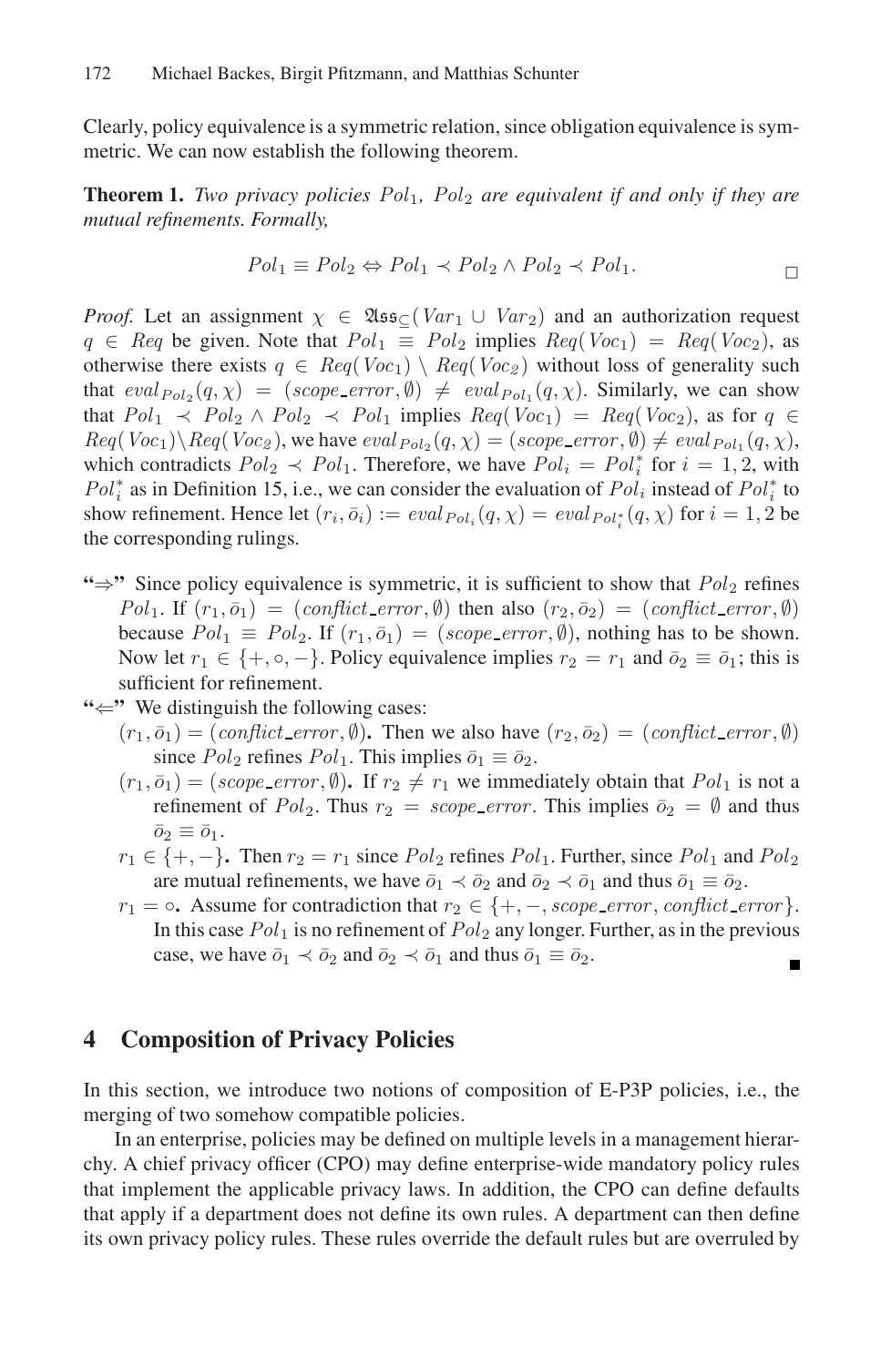Clearly, policy equivalence is a symmetric relation, since obligation equivalence is symmetric. We can now establish the following theorem.

**Theorem 1.** *Two privacy policies $Pol_1$, $Pol_2$ are equivalent if and only if they are mutual refinements. Formally,*

$$Pol_1 \equiv Pol_2 \Leftrightarrow Pol_1 \prec Pol_2 \wedge Pol_2 \prec Pol_1. \qquad \square$$

*Proof.* Let an assignment $\chi \in \mathfrak{Ass}_{\subseteq}(Var_1 \cup Var_2)$ and an authorization request $q \in Req$ be given. Note that $Pol_1 \equiv Pol_2$ implies $Req(Voc_1) = Req(Voc_2)$, as otherwise there exists $q \in Req(Voc_1) \setminus Req(Voc_2)$ without loss of generality such that $eval_{Pol_2}(q, \chi) = (scope\_error, \emptyset) \neq eval_{Pol_1}(q, \chi)$. Similarly, we can show that $Pol_1 \prec Pol_2 \wedge Pol_2 \prec Pol_1$ implies $Req(Voc_1) = Req(Voc_2)$, as for $q \in Req(Voc_1) \setminus Req(Voc_2)$, we have $eval_{Pol_2}(q, \chi) = (scope\_error, \emptyset) \neq eval_{Pol_1}(q, \chi)$, which contradicts $Pol_2 \prec Pol_1$. Therefore, we have $Pol_i = Pol_i^*$ for $i = 1, 2$, with $Pol_i^*$ as in Definition 15, i.e., we can consider the evaluation of $Pol_i$ instead of $Pol_i^*$ to show refinement. Hence let $(r_i, \bar{o}_i) := eval_{Pol_i}(q, \chi) = eval_{Pol_i^*}(q, \chi)$ for $i = 1, 2$ be the corresponding rulings.

- **"$\Rightarrow$"** Since policy equivalence is symmetric, it is sufficient to show that $Pol_2$ refines $Pol_1$. If $(r_1, \bar{o}_1) = (conflict\_error, \emptyset)$ then also $(r_2, \bar{o}_2) = (conflict\_error, \emptyset)$ because $Pol_1 \equiv Pol_2$. If $(r_1, \bar{o}_1) = (scope\_error, \emptyset)$, nothing has to be shown. Now let $r_1 \in \{+, \circ, -\}$. Policy equivalence implies $r_2 = r_1$ and $\bar{o}_2 \equiv \bar{o}_1$; this is sufficient for refinement.
- **"$\Leftarrow$"** We distinguish the following cases:
  - **$(r_1, \bar{o}_1) = (conflict\_error, \emptyset)$.** Then we also have $(r_2, \bar{o}_2) = (conflict\_error, \emptyset)$ since $Pol_2$ refines $Pol_1$. This implies $\bar{o}_1 \equiv \bar{o}_2$.
  - **$(r_1, \bar{o}_1) = (scope\_error, \emptyset)$.** If $r_2 \neq r_1$ we immediately obtain that $Pol_1$ is not a refinement of $Pol_2$. Thus $r_2 = scope\_error$. This implies $\bar{o}_2 = \emptyset$ and thus $\bar{o}_2 \equiv \bar{o}_1$.
  - **$r_1 \in \{+, -\}$.** Then $r_2 = r_1$ since $Pol_2$ refines $Pol_1$. Further, since $Pol_1$ and $Pol_2$ are mutual refinements, we have $\bar{o}_1 \prec \bar{o}_2$ and $\bar{o}_2 \prec \bar{o}_1$ and thus $\bar{o}_1 \equiv \bar{o}_2$.
  - **$r_1 = \circ$.** Assume for contradiction that $r_2 \in \{+, -, scope\_error, conflict\_error\}$. In this case $Pol_1$ is no refinement of $Pol_2$ any longer. Further, as in the previous case, we have $\bar{o}_1 \prec \bar{o}_2$ and $\bar{o}_2 \prec \bar{o}_1$ and thus $\bar{o}_1 \equiv \bar{o}_2$. $\blacksquare$

## 4 Composition of Privacy Policies

In this section, we introduce two notions of composition of E-P3P policies, i.e., the merging of two somehow compatible policies.

In an enterprise, policies may be defined on multiple levels in a management hierarchy. A chief privacy officer (CPO) may define enterprise-wide mandatory policy rules that implement the applicable privacy laws. In addition, the CPO can define defaults that apply if a department does not define its own rules. A department can then define its own privacy policy rules. These rules override the default rules but are overruled by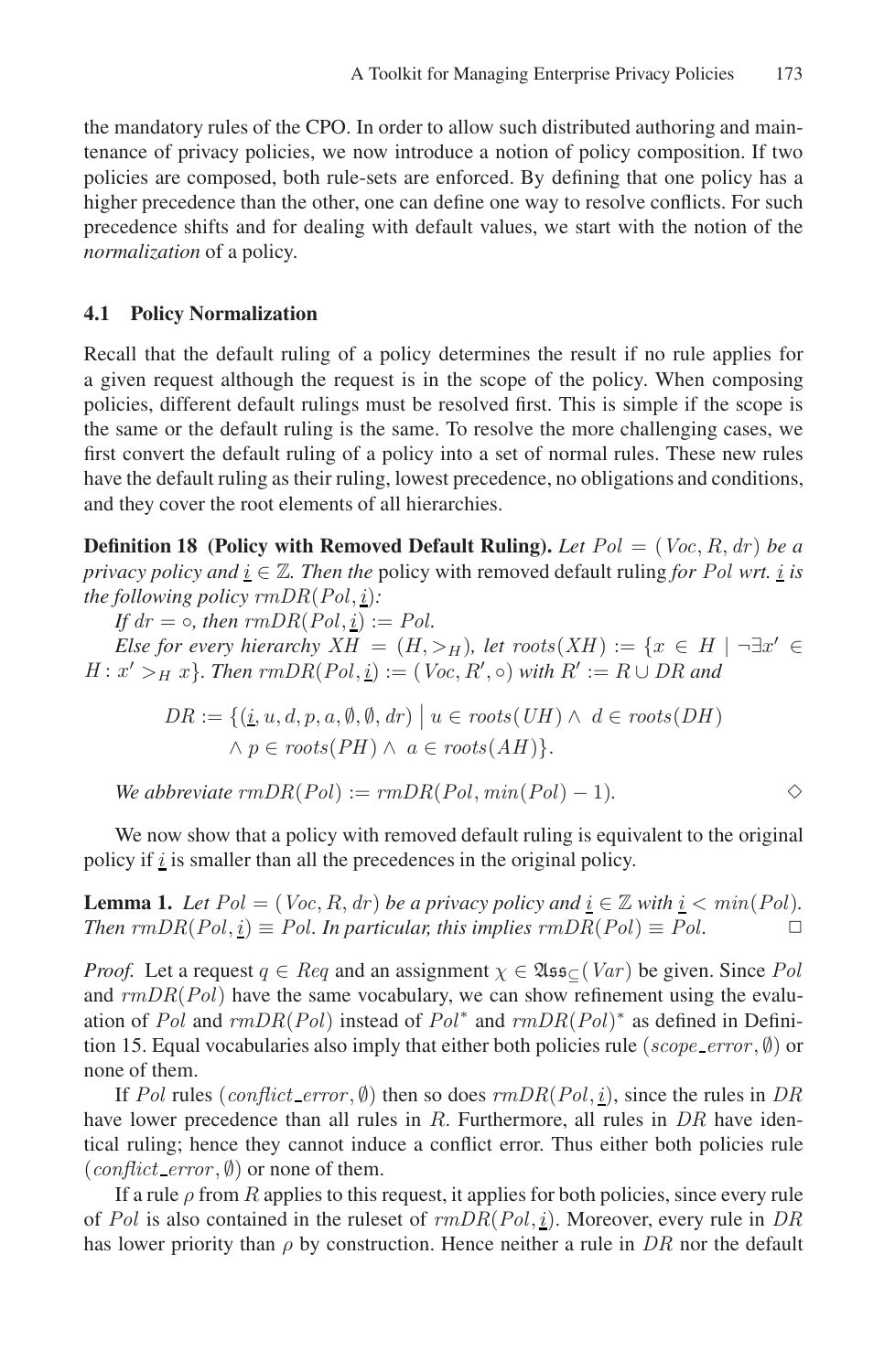the mandatory rules of the CPO. In order to allow such distributed authoring and maintenance of privacy policies, we now introduce a notion of policy composition. If two policies are composed, both rule-sets are enforced. By defining that one policy has a higher precedence than the other, one can define one way to resolve conflicts. For such precedence shifts and for dealing with default values, we start with the notion of the *normalization* of a policy.

### 4.1 Policy Normalization

Recall that the default ruling of a policy determines the result if no rule applies for a given request although the request is in the scope of the policy. When composing policies, different default rulings must be resolved first. This is simple if the scope is the same or the default ruling is the same. To resolve the more challenging cases, we first convert the default ruling of a policy into a set of normal rules. These new rules have the default ruling as their ruling, lowest precedence, no obligations and conditions, and they cover the root elements of all hierarchies.

**Definition 18 (Policy with Removed Default Ruling).** *Let $Pol = (Voc, R, dr)$ be a privacy policy and $\underline{i} \in \mathbb{Z}$. Then the* policy with removed default ruling *for $Pol$ wrt. $\underline{i}$ is the following policy $rmDR(Pol, \underline{i})$:*

*If $dr = \circ$, then $rmDR(Pol, \underline{i}) := Pol$.*

*Else for every hierarchy $XH = (H, >_H)$, let $roots(XH) := \{x \in H \mid \neg\exists x' \in H : x' >_H x\}$. Then $rmDR(Pol, \underline{i}) := (Voc, R', \circ)$ with $R' := R \cup DR$ and*

$$DR := \{(\underline{i}, u, d, p, a, \emptyset, \emptyset, dr) \mid u \in roots(UH) \wedge d \in roots(DH) \wedge p \in roots(PH) \wedge a \in roots(AH)\}.$$

*We abbreviate $rmDR(Pol) := rmDR(Pol, min(Pol) - 1)$.* ◇

We now show that a policy with removed default ruling is equivalent to the original policy if $\underline{i}$ is smaller than all the precedences in the original policy.

**Lemma 1.** *Let $Pol = (Voc, R, dr)$ be a privacy policy and $\underline{i} \in \mathbb{Z}$ with $\underline{i} < min(Pol)$. Then $rmDR(Pol, \underline{i}) \equiv Pol$. In particular, this implies $rmDR(Pol) \equiv Pol$.* □

*Proof.* Let a request $q \in Req$ and an assignment $\chi \in \mathfrak{Ass}_{\subseteq}(Var)$ be given. Since $Pol$ and $rmDR(Pol)$ have the same vocabulary, we can show refinement using the evaluation of $Pol$ and $rmDR(Pol)$ instead of $Pol^*$ and $rmDR(Pol)^*$ as defined in Definition 15. Equal vocabularies also imply that either both policies rule $(scope\_error, \emptyset)$ or none of them.

If $Pol$ rules $(conflict\_error, \emptyset)$ then so does $rmDR(Pol, \underline{i})$, since the rules in $DR$ have lower precedence than all rules in $R$. Furthermore, all rules in $DR$ have identical ruling; hence they cannot induce a conflict error. Thus either both policies rule $(conflict\_error, \emptyset)$ or none of them.

If a rule $\rho$ from $R$ applies to this request, it applies for both policies, since every rule of $Pol$ is also contained in the ruleset of $rmDR(Pol, \underline{i})$. Moreover, every rule in $DR$ has lower priority than $\rho$ by construction. Hence neither a rule in $DR$ nor the default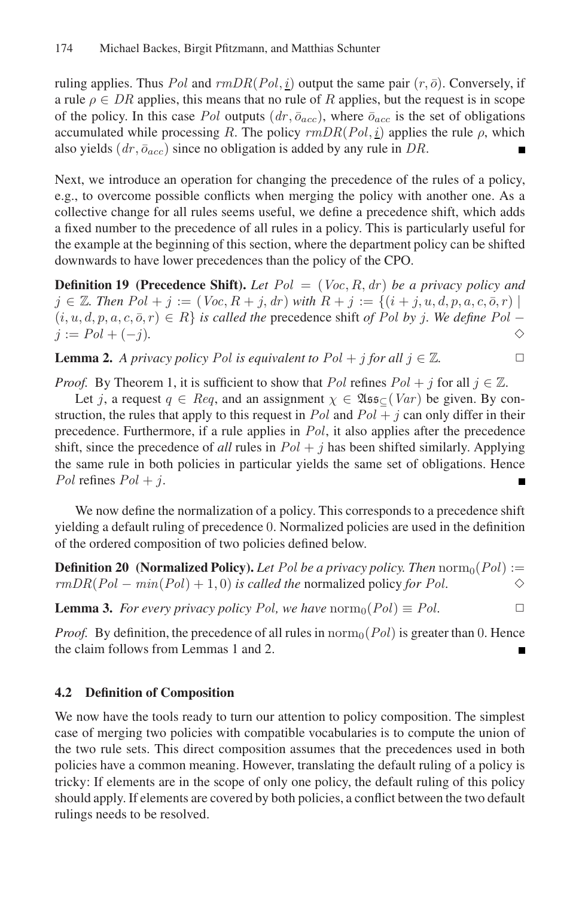ruling applies. Thus $Pol$ and $rmDR(Pol, \underline{i})$ output the same pair $(r, \bar{o})$. Conversely, if a rule $\rho \in DR$ applies, this means that no rule of $R$ applies, but the request is in scope of the policy. In this case $Pol$ outputs $(dr, \bar{o}_{acc})$, where $\bar{o}_{acc}$ is the set of obligations accumulated while processing $R$. The policy $rmDR(Pol, \underline{i})$ applies the rule $\rho$, which also yields $(dr, \bar{o}_{acc})$ since no obligation is added by any rule in $DR$. ■

Next, we introduce an operation for changing the precedence of the rules of a policy, e.g., to overcome possible conflicts when merging the policy with another one. As a collective change for all rules seems useful, we define a precedence shift, which adds a fixed number to the precedence of all rules in a policy. This is particularly useful for the example at the beginning of this section, where the department policy can be shifted downwards to have lower precedences than the policy of the CPO.

**Definition 19 (Precedence Shift).** *Let $Pol = (Voc, R, dr)$ be a privacy policy and $j \in \mathbb{Z}$. Then $Pol + j := (Voc, R + j, dr)$ with $R + j := \{(i + j, u, d, p, a, c, \bar{o}, r) \mid (i, u, d, p, a, c, \bar{o}, r) \in R\}$ is called the* precedence shift *of $Pol$ by $j$. We define $Pol - j := Pol + (-j)$.* ◇

**Lemma 2.** *A privacy policy $Pol$ is equivalent to $Pol + j$ for all $j \in \mathbb{Z}$.* □

*Proof.* By Theorem 1, it is sufficient to show that $Pol$ refines $Pol + j$ for all $j \in \mathbb{Z}$.

Let $j$, a request $q \in Req$, and an assignment $\chi \in \mathfrak{Ass}_{\subseteq}(Var)$ be given. By construction, the rules that apply to this request in $Pol$ and $Pol + j$ can only differ in their precedence. Furthermore, if a rule applies in $Pol$, it also applies after the precedence shift, since the precedence of *all* rules in $Pol + j$ has been shifted similarly. Applying the same rule in both policies in particular yields the same set of obligations. Hence $Pol$ refines $Pol + j$. ■

We now define the normalization of a policy. This corresponds to a precedence shift yielding a default ruling of precedence 0. Normalized policies are used in the definition of the ordered composition of two policies defined below.

**Definition 20 (Normalized Policy).** *Let $Pol$ be a privacy policy. Then $\text{norm}_0(Pol) := rmDR(Pol - min(Pol) + 1, 0)$ is called the* normalized policy *for $Pol$.* ◇

**Lemma 3.** *For every privacy policy $Pol$, we have $\text{norm}_0(Pol) \equiv Pol$.* □

*Proof.* By definition, the precedence of all rules in $\text{norm}_0(Pol)$ is greater than 0. Hence the claim follows from Lemmas 1 and 2. ■

### 4.2 Definition of Composition

We now have the tools ready to turn our attention to policy composition. The simplest case of merging two policies with compatible vocabularies is to compute the union of the two rule sets. This direct composition assumes that the precedences used in both policies have a common meaning. However, translating the default ruling of a policy is tricky: If elements are in the scope of only one policy, the default ruling of this policy should apply. If elements are covered by both policies, a conflict between the two default rulings needs to be resolved.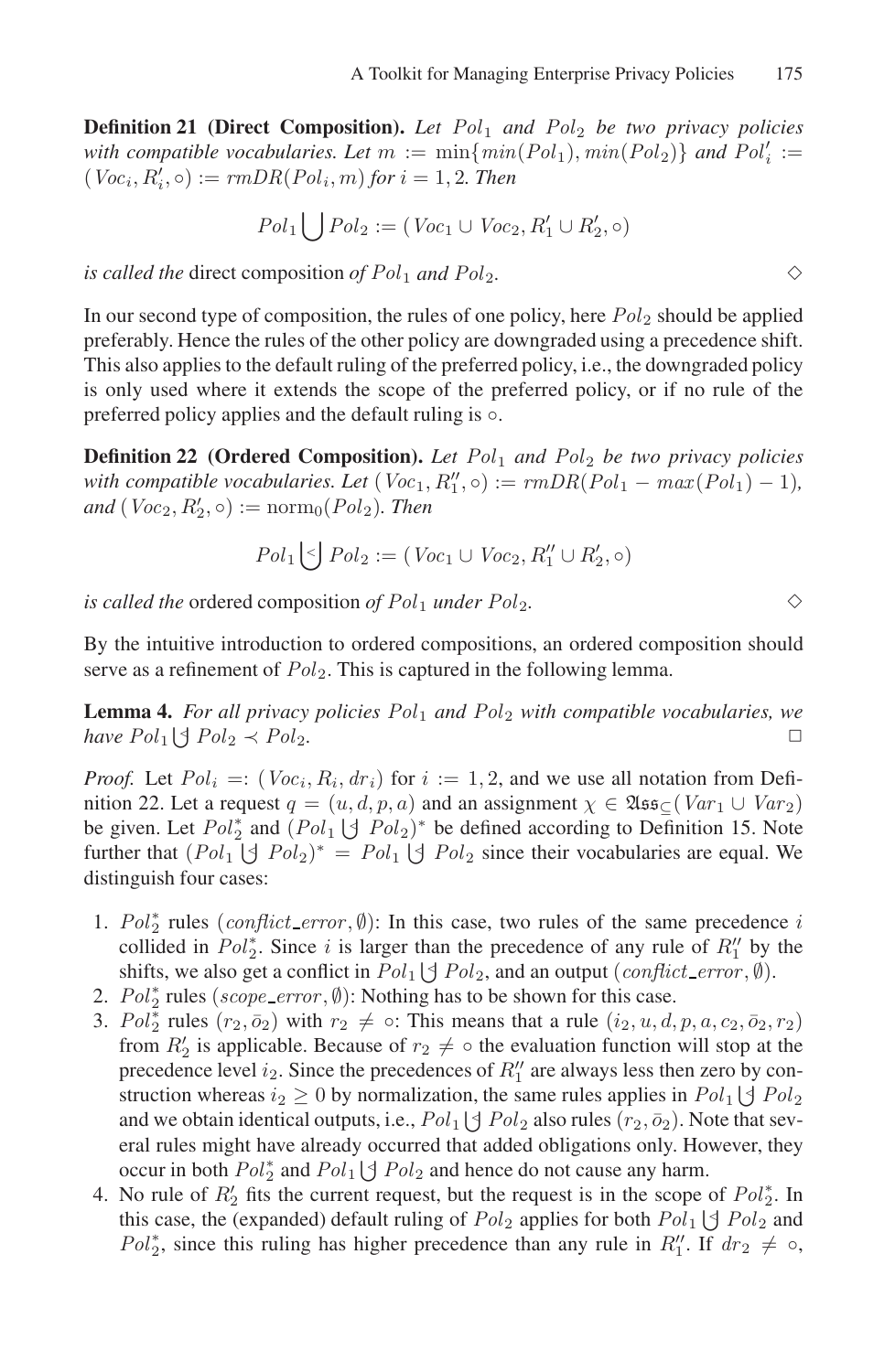**Definition 21 (Direct Composition).** *Let $Pol_1$ and $Pol_2$ be two privacy policies with compatible vocabularies. Let $m := \min\{min(Pol_1), min(Pol_2)\}$ and $Pol'_i := (Voc_i, R'_i, \circ) := rmDR(Pol_i, m)$ for $i = 1, 2$. Then*

$$Pol_1 \bigcup Pol_2 := (Voc_1 \cup Voc_2, R'_1 \cup R'_2, \circ)$$

*is called the* direct composition *of $Pol_1$ and $Pol_2$.* $\diamond$

In our second type of composition, the rules of one policy, here $Pol_2$ should be applied preferably. Hence the rules of the other policy are downgraded using a precedence shift. This also applies to the default ruling of the preferred policy, i.e., the downgraded policy is only used where it extends the scope of the preferred policy, or if no rule of the preferred policy applies and the default ruling is $\circ$.

**Definition 22 (Ordered Composition).** *Let $Pol_1$ and $Pol_2$ be two privacy policies with compatible vocabularies. Let $(Voc_1, R''_1, \circ) := rmDR(Pol_1 - max(Pol_1) - 1)$, and $(Voc_2, R'_2, \circ) := \mathrm{norm}_0(Pol_2)$. Then*

$$Pol_1 \overset{<}{\bigcup} Pol_2 := (Voc_1 \cup Voc_2, R''_1 \cup R'_2, \circ)$$

*is called the* ordered composition *of $Pol_1$ under $Pol_2$.* $\diamond$

By the intuitive introduction to ordered compositions, an ordered composition should serve as a refinement of $Pol_2$. This is captured in the following lemma.

**Lemma 4.** *For all privacy policies $Pol_1$ and $Pol_2$ with compatible vocabularies, we have $Pol_1 \overset{<}{\bigcup} Pol_2 \prec Pol_2$.* $\square$

*Proof.* Let $Pol_i =: (Voc_i, R_i, dr_i)$ for $i := 1, 2$, and we use all notation from Definition 22. Let a request $q = (u, d, p, a)$ and an assignment $\chi \in \mathfrak{Ass}_{\subseteq}(Var_1 \cup Var_2)$ be given. Let $Pol_2^*$ and $(Pol_1 \overset{<}{\bigcup} Pol_2)^*$ be defined according to Definition 15. Note further that $(Pol_1 \overset{<}{\bigcup} Pol_2)^* = Pol_1 \overset{<}{\bigcup} Pol_2$ since their vocabularies are equal. We distinguish four cases:

1. $Pol_2^*$ rules $(conflict\_error, \emptyset)$: In this case, two rules of the same precedence $i$ collided in $Pol_2^*$. Since $i$ is larger than the precedence of any rule of $R''_1$ by the shifts, we also get a conflict in $Pol_1 \overset{<}{\bigcup} Pol_2$, and an output $(conflict\_error, \emptyset)$.
2. $Pol_2^*$ rules $(scope\_error, \emptyset)$: Nothing has to be shown for this case.
3. $Pol_2^*$ rules $(r_2, \bar{o}_2)$ with $r_2 \neq \circ$: This means that a rule $(i_2, u, d, p, a, c_2, \bar{o}_2, r_2)$ from $R'_2$ is applicable. Because of $r_2 \neq \circ$ the evaluation function will stop at the precedence level $i_2$. Since the precedences of $R''_1$ are always less then zero by construction whereas $i_2 \geq 0$ by normalization, the same rules applies in $Pol_1 \overset{<}{\bigcup} Pol_2$ and we obtain identical outputs, i.e., $Pol_1 \overset{<}{\bigcup} Pol_2$ also rules $(r_2, \bar{o}_2)$. Note that several rules might have already occurred that added obligations only. However, they occur in both $Pol_2^*$ and $Pol_1 \overset{<}{\bigcup} Pol_2$ and hence do not cause any harm.
4. No rule of $R'_2$ fits the current request, but the request is in the scope of $Pol_2^*$. In this case, the (expanded) default ruling of $Pol_2$ applies for both $Pol_1 \overset{<}{\bigcup} Pol_2$ and $Pol_2^*$, since this ruling has higher precedence than any rule in $R''_1$. If $dr_2 \neq \circ$,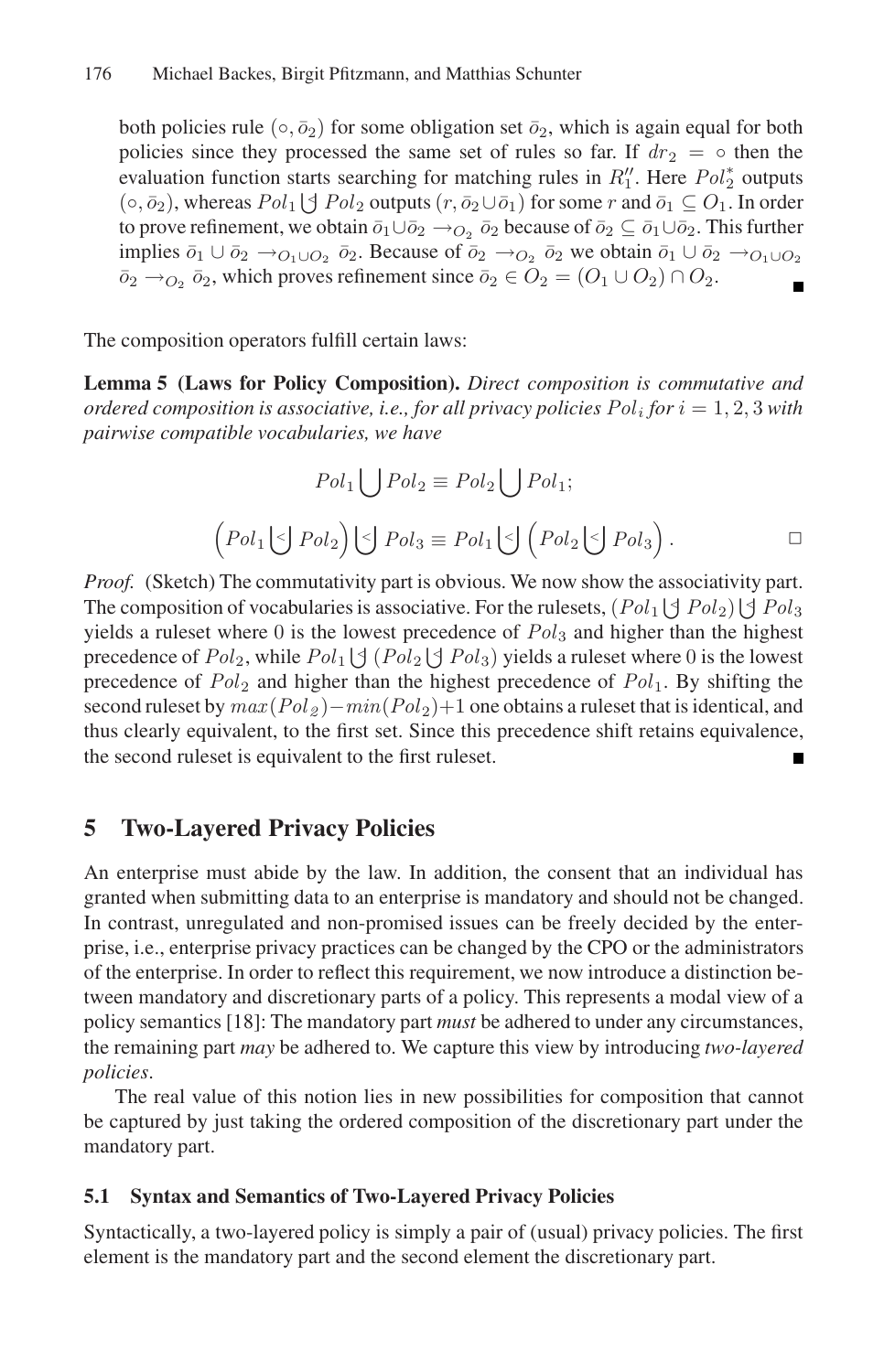both policies rule $(\circ, \bar{o}_2)$ for some obligation set $\bar{o}_2$, which is again equal for both policies since they processed the same set of rules so far. If $dr_2 = \circ$ then the evaluation function starts searching for matching rules in $R_1''$. Here $Pol_2^*$ outputs $(\circ, \bar{o}_2)$, whereas $Pol_1 \biguplus Pol_2$ outputs $(r, \bar{o}_2 \cup \bar{o}_1)$ for some $r$ and $\bar{o}_1 \subseteq O_1$. In order to prove refinement, we obtain $\bar{o}_1 \cup \bar{o}_2 \rightarrow_{O_2} \bar{o}_2$ because of $\bar{o}_2 \subseteq \bar{o}_1 \cup \bar{o}_2$. This further implies $\bar{o}_1 \cup \bar{o}_2 \rightarrow_{O_1 \cup O_2} \bar{o}_2$. Because of $\bar{o}_2 \rightarrow_{O_2} \bar{o}_2$ we obtain $\bar{o}_1 \cup \bar{o}_2 \rightarrow_{O_1 \cup O_2} \bar{o}_2 \rightarrow_{O_2} \bar{o}_2$, which proves refinement since $\bar{o}_2 \in O_2 = (O_1 \cup O_2) \cap O_2$. ∎

The composition operators fulfill certain laws:

**Lemma 5 (Laws for Policy Composition).** *Direct composition is commutative and ordered composition is associative, i.e., for all privacy policies $Pol_i$ for $i = 1, 2, 3$ with pairwise compatible vocabularies, we have*

$$Pol_1 \bigcup Pol_2 \equiv Pol_2 \bigcup Pol_1;$$

$$\left(Pol_1 \biguplus Pol_2\right) \biguplus Pol_3 \equiv Pol_1 \biguplus \left(Pol_2 \biguplus Pol_3\right). \qquad \square$$

*Proof.* (Sketch) The commutativity part is obvious. We now show the associativity part. The composition of vocabularies is associative. For the rulesets, $(Pol_1 \biguplus Pol_2) \biguplus Pol_3$ yields a ruleset where 0 is the lowest precedence of $Pol_3$ and higher than the highest precedence of $Pol_2$, while $Pol_1 \biguplus (Pol_2 \biguplus Pol_3)$ yields a ruleset where 0 is the lowest precedence of $Pol_2$ and higher than the highest precedence of $Pol_1$. By shifting the second ruleset by $max(Pol_2) - min(Pol_2) + 1$ one obtains a ruleset that is identical, and thus clearly equivalent, to the first set. Since this precedence shift retains equivalence, the second ruleset is equivalent to the first ruleset. ∎

## 5 Two-Layered Privacy Policies

An enterprise must abide by the law. In addition, the consent that an individual has granted when submitting data to an enterprise is mandatory and should not be changed. In contrast, unregulated and non-promised issues can be freely decided by the enterprise, i.e., enterprise privacy practices can be changed by the CPO or the administrators of the enterprise. In order to reflect this requirement, we now introduce a distinction between mandatory and discretionary parts of a policy. This represents a modal view of a policy semantics [18]: The mandatory part *must* be adhered to under any circumstances, the remaining part *may* be adhered to. We capture this view by introducing *two-layered policies*.

The real value of this notion lies in new possibilities for composition that cannot be captured by just taking the ordered composition of the discretionary part under the mandatory part.

### 5.1 Syntax and Semantics of Two-Layered Privacy Policies

Syntactically, a two-layered policy is simply a pair of (usual) privacy policies. The first element is the mandatory part and the second element the discretionary part.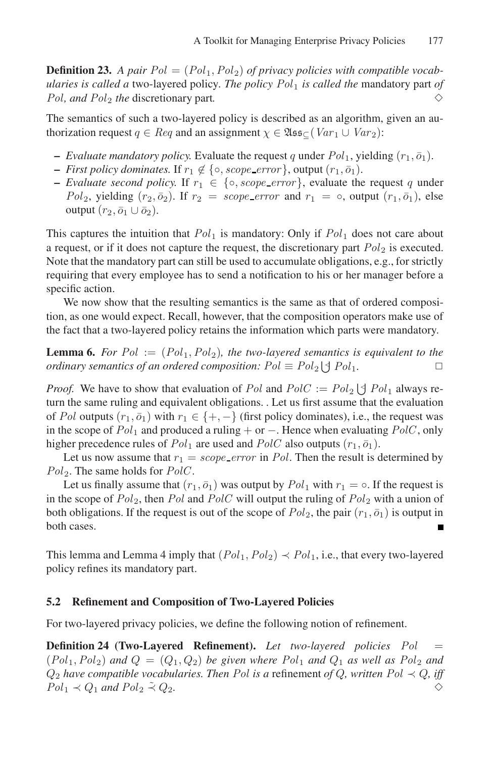**Definition 23.** *A pair $Pol = (Pol_1, Pol_2)$ of privacy policies with compatible vocabularies is called a* two-layered policy. *The policy $Pol_1$ is called the* mandatory part *of $Pol$, and $Pol_2$ the* discretionary part. ◇

The semantics of such a two-layered policy is described as an algorithm, given an authorization request $q \in Req$ and an assignment $\chi \in \mathfrak{Ass}_{\subseteq}(Var_1 \cup Var_2)$:

- *Evaluate mandatory policy.* Evaluate the request $q$ under $Pol_1$, yielding $(r_1, \bar{o}_1)$.
- *First policy dominates.* If $r_1 \notin \{\circ, scope\_error\}$, output $(r_1, \bar{o}_1)$.
- *Evaluate second policy.* If $r_1 \in \{\circ, scope\_error\}$, evaluate the request $q$ under $Pol_2$, yielding $(r_2, \bar{o}_2)$. If $r_2 = scope\_error$ and $r_1 = \circ$, output $(r_1, \bar{o}_1)$, else output $(r_2, \bar{o}_1 \cup \bar{o}_2)$.

This captures the intuition that $Pol_1$ is mandatory: Only if $Pol_1$ does not care about a request, or if it does not capture the request, the discretionary part $Pol_2$ is executed. Note that the mandatory part can still be used to accumulate obligations, e.g., for strictly requiring that every employee has to send a notification to his or her manager before a specific action.

We now show that the resulting semantics is the same as that of ordered composition, as one would expect. Recall, however, that the composition operators make use of the fact that a two-layered policy retains the information which parts were mandatory.

**Lemma 6.** *For $Pol := (Pol_1, Pol_2)$, the two-layered semantics is equivalent to the ordinary semantics of an ordered composition: $Pol \equiv Pol_2 \biguplus Pol_1$.* □

*Proof.* We have to show that evaluation of $Pol$ and $PolC := Pol_2 \biguplus Pol_1$ always return the same ruling and equivalent obligations. . Let us first assume that the evaluation of $Pol$ outputs $(r_1, \bar{o}_1)$ with $r_1 \in \{+, -\}$ (first policy dominates), i.e., the request was in the scope of $Pol_1$ and produced a ruling $+$ or $-$. Hence when evaluating $PolC$, only higher precedence rules of $Pol_1$ are used and $PolC$ also outputs $(r_1, \bar{o}_1)$.

Let us now assume that $r_1 = scope\_error$ in $Pol$. Then the result is determined by $Pol_2$. The same holds for $PolC$.

Let us finally assume that $(r_1, \bar{o}_1)$ was output by $Pol_1$ with $r_1 = \circ$. If the request is in the scope of $Pol_2$, then $Pol$ and $PolC$ will output the ruling of $Pol_2$ with a union of both obligations. If the request is out of the scope of $Pol_2$, the pair $(r_1, \bar{o}_1)$ is output in both cases. ■

This lemma and Lemma 4 imply that $(Pol_1, Pol_2) \prec Pol_1$, i.e., that every two-layered policy refines its mandatory part.

### 5.2 Refinement and Composition of Two-Layered Policies

For two-layered privacy policies, we define the following notion of refinement.

**Definition 24 (Two-Layered Refinement).** *Let two-layered policies $Pol = (Pol_1, Pol_2)$ and $Q = (Q_1, Q_2)$ be given where $Pol_1$ and $Q_1$ as well as $Pol_2$ and $Q_2$ have compatible vocabularies. Then $Pol$ is a* refinement *of $Q$, written $Pol \prec Q$, iff $Pol_1 \prec Q_1$ and $Pol_2 \tilde{\precsim} Q_2$.* ◇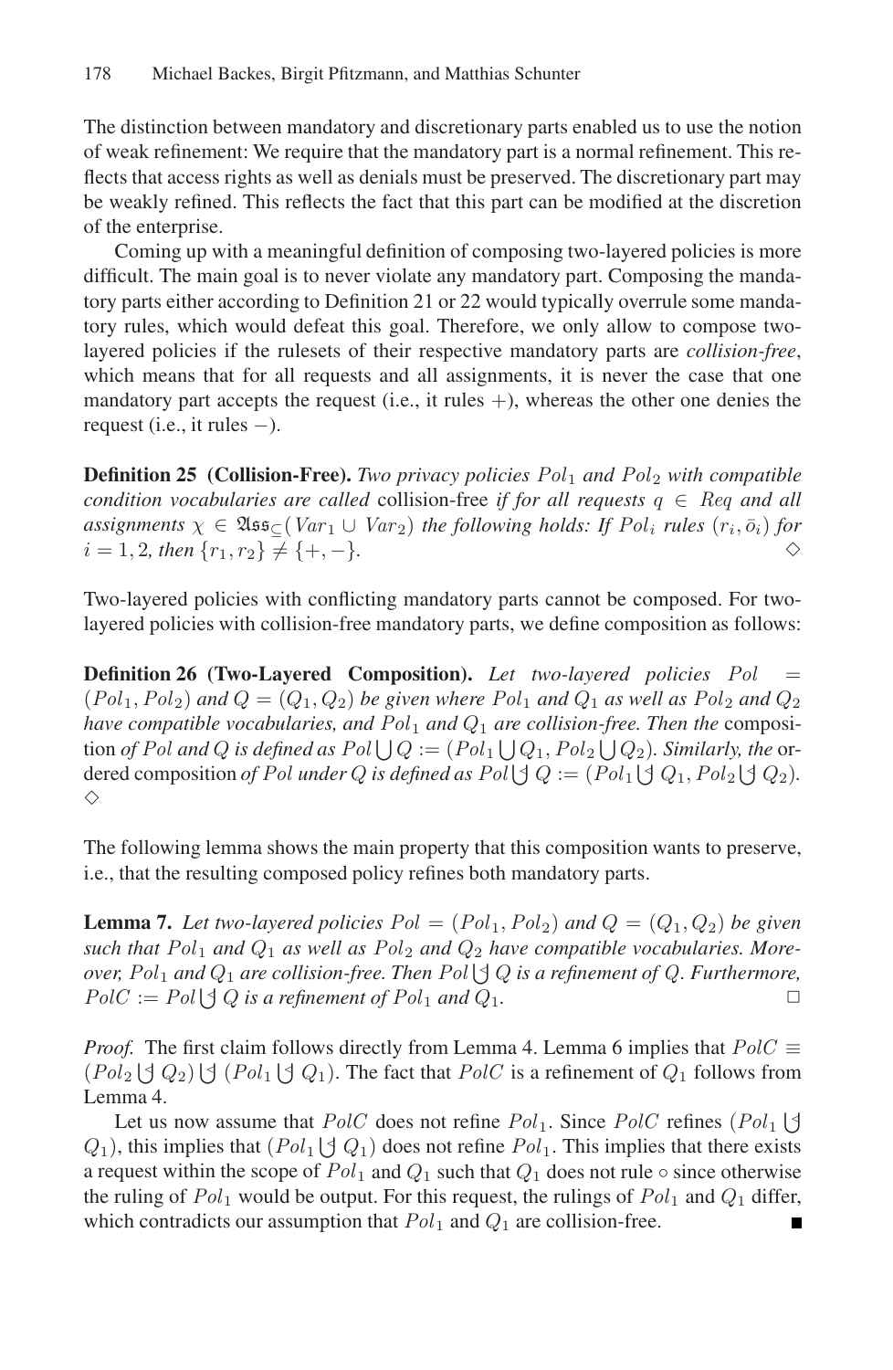The distinction between mandatory and discretionary parts enabled us to use the notion of weak refinement: We require that the mandatory part is a normal refinement. This reflects that access rights as well as denials must be preserved. The discretionary part may be weakly refined. This reflects the fact that this part can be modified at the discretion of the enterprise.

Coming up with a meaningful definition of composing two-layered policies is more difficult. The main goal is to never violate any mandatory part. Composing the mandatory parts either according to Definition 21 or 22 would typically overrule some mandatory rules, which would defeat this goal. Therefore, we only allow to compose two-layered policies if the rulesets of their respective mandatory parts are *collision-free*, which means that for all requests and all assignments, it is never the case that one mandatory part accepts the request (i.e., it rules $+$), whereas the other one denies the request (i.e., it rules $-$).

**Definition 25 (Collision-Free).** *Two privacy policies $Pol_1$ and $Pol_2$ with compatible condition vocabularies are called* collision-free *if for all requests $q \in Req$ and all assignments $\chi \in \mathfrak{Ass}_{\subseteq}(Var_1 \cup Var_2)$ the following holds: If $Pol_i$ rules $(r_i, \bar{o}_i)$ for $i = 1, 2$, then $\{r_1, r_2\} \neq \{+, -\}$.* $\diamond$

Two-layered policies with conflicting mandatory parts cannot be composed. For two-layered policies with collision-free mandatory parts, we define composition as follows:

**Definition 26 (Two-Layered Composition).** *Let two-layered policies $Pol = (Pol_1, Pol_2)$ and $Q = (Q_1, Q_2)$ be given where $Pol_1$ and $Q_1$ as well as $Pol_2$ and $Q_2$ have compatible vocabularies, and $Pol_1$ and $Q_1$ are collision-free. Then the* composition *of $Pol$ and $Q$ is defined as $Pol \bigcup Q := (Pol_1 \bigcup Q_1, Pol_2 \bigcup Q_2)$. Similarly, the* ordered composition *of $Pol$ under $Q$ is defined as $Pol \uplus Q := (Pol_1 \uplus Q_1, Pol_2 \uplus Q_2)$.* $\diamond$

The following lemma shows the main property that this composition wants to preserve, i.e., that the resulting composed policy refines both mandatory parts.

**Lemma 7.** *Let two-layered policies $Pol = (Pol_1, Pol_2)$ and $Q = (Q_1, Q_2)$ be given such that $Pol_1$ and $Q_1$ as well as $Pol_2$ and $Q_2$ have compatible vocabularies. Moreover, $Pol_1$ and $Q_1$ are collision-free. Then $Pol \uplus Q$ is a refinement of $Q$. Furthermore, $PolC := Pol \uplus Q$ is a refinement of $Pol_1$ and $Q_1$.* □

*Proof.* The first claim follows directly from Lemma 4. Lemma 6 implies that $PolC \equiv (Pol_2 \uplus Q_2) \uplus (Pol_1 \uplus Q_1)$. The fact that $PolC$ is a refinement of $Q_1$ follows from Lemma 4.

Let us now assume that $PolC$ does not refine $Pol_1$. Since $PolC$ refines $(Pol_1 \uplus Q_1)$, this implies that $(Pol_1 \uplus Q_1)$ does not refine $Pol_1$. This implies that there exists a request within the scope of $Pol_1$ and $Q_1$ such that $Q_1$ does not rule $\circ$ since otherwise the ruling of $Pol_1$ would be output. For this request, the rulings of $Pol_1$ and $Q_1$ differ, which contradicts our assumption that $Pol_1$ and $Q_1$ are collision-free. ∎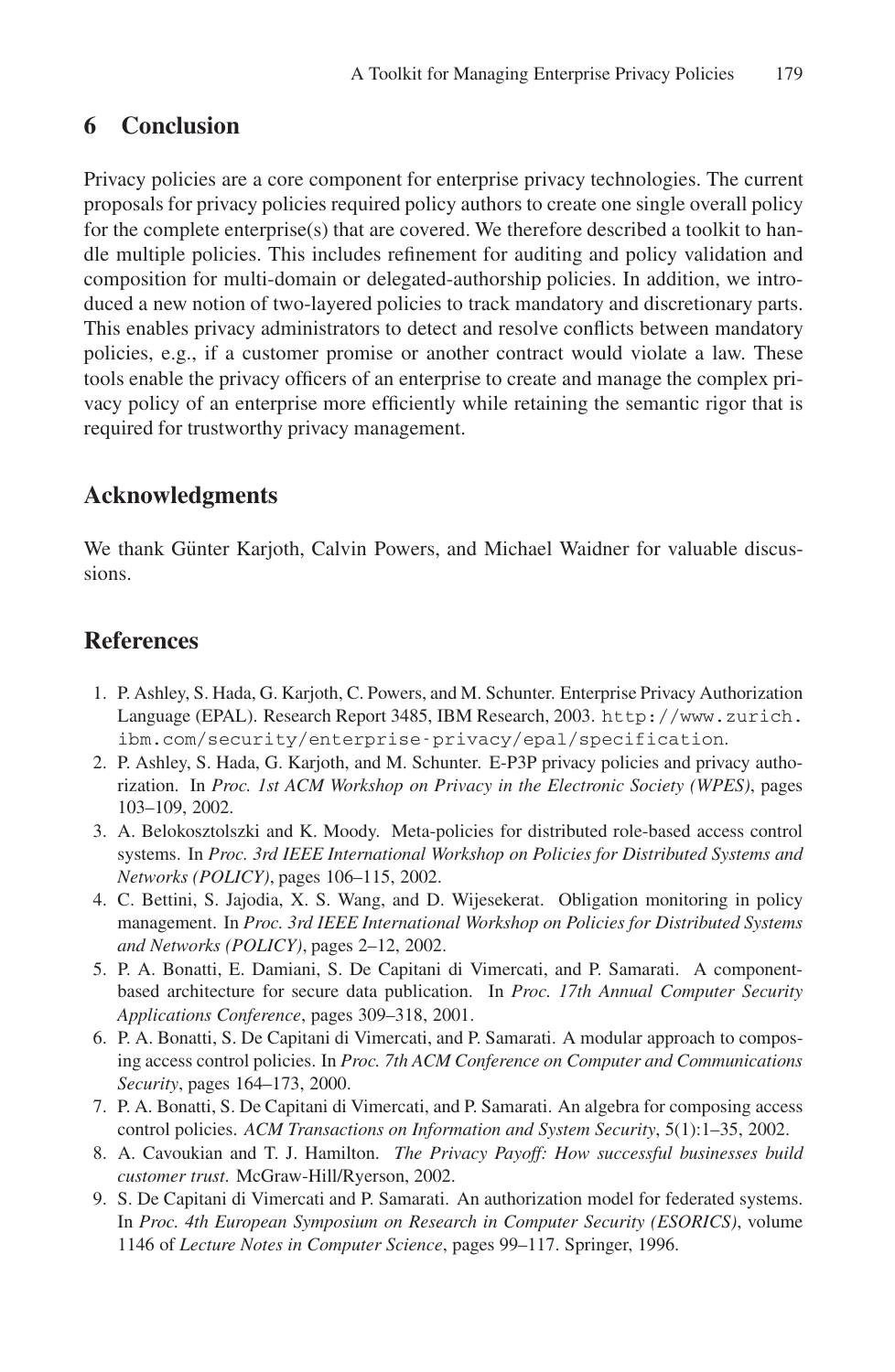## 6 Conclusion

Privacy policies are a core component for enterprise privacy technologies. The current proposals for privacy policies required policy authors to create one single overall policy for the complete enterprise(s) that are covered. We therefore described a toolkit to handle multiple policies. This includes refinement for auditing and policy validation and composition for multi-domain or delegated-authorship policies. In addition, we introduced a new notion of two-layered policies to track mandatory and discretionary parts. This enables privacy administrators to detect and resolve conflicts between mandatory policies, e.g., if a customer promise or another contract would violate a law. These tools enable the privacy officers of an enterprise to create and manage the complex privacy policy of an enterprise more efficiently while retaining the semantic rigor that is required for trustworthy privacy management.

## Acknowledgments

We thank Günter Karjoth, Calvin Powers, and Michael Waidner for valuable discussions.

## References

1. P. Ashley, S. Hada, G. Karjoth, C. Powers, and M. Schunter. Enterprise Privacy Authorization Language (EPAL). Research Report 3485, IBM Research, 2003. `http://www.zurich.ibm.com/security/enterprise-privacy/epal/specification`.
2. P. Ashley, S. Hada, G. Karjoth, and M. Schunter. E-P3P privacy policies and privacy authorization. In *Proc. 1st ACM Workshop on Privacy in the Electronic Society (WPES)*, pages 103–109, 2002.
3. A. Belokosztolszki and K. Moody. Meta-policies for distributed role-based access control systems. In *Proc. 3rd IEEE International Workshop on Policies for Distributed Systems and Networks (POLICY)*, pages 106–115, 2002.
4. C. Bettini, S. Jajodia, X. S. Wang, and D. Wijesekerat. Obligation monitoring in policy management. In *Proc. 3rd IEEE International Workshop on Policies for Distributed Systems and Networks (POLICY)*, pages 2–12, 2002.
5. P. A. Bonatti, E. Damiani, S. De Capitani di Vimercati, and P. Samarati. A component-based architecture for secure data publication. In *Proc. 17th Annual Computer Security Applications Conference*, pages 309–318, 2001.
6. P. A. Bonatti, S. De Capitani di Vimercati, and P. Samarati. A modular approach to composing access control policies. In *Proc. 7th ACM Conference on Computer and Communications Security*, pages 164–173, 2000.
7. P. A. Bonatti, S. De Capitani di Vimercati, and P. Samarati. An algebra for composing access control policies. *ACM Transactions on Information and System Security*, 5(1):1–35, 2002.
8. A. Cavoukian and T. J. Hamilton. *The Privacy Payoff: How successful businesses build customer trust*. McGraw-Hill/Ryerson, 2002.
9. S. De Capitani di Vimercati and P. Samarati. An authorization model for federated systems. In *Proc. 4th European Symposium on Research in Computer Security (ESORICS)*, volume 1146 of *Lecture Notes in Computer Science*, pages 99–117. Springer, 1996.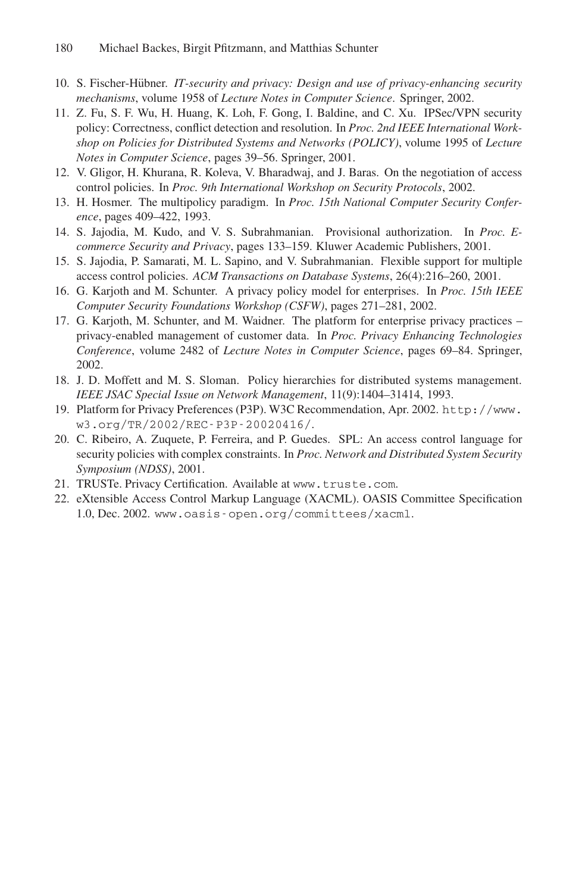10. S. Fischer-Hübner. *IT-security and privacy: Design and use of privacy-enhancing security mechanisms*, volume 1958 of *Lecture Notes in Computer Science*. Springer, 2002.
11. Z. Fu, S. F. Wu, H. Huang, K. Loh, F. Gong, I. Baldine, and C. Xu. IPSec/VPN security policy: Correctness, conflict detection and resolution. In *Proc. 2nd IEEE International Workshop on Policies for Distributed Systems and Networks (POLICY)*, volume 1995 of *Lecture Notes in Computer Science*, pages 39–56. Springer, 2001.
12. V. Gligor, H. Khurana, R. Koleva, V. Bharadwaj, and J. Baras. On the negotiation of access control policies. In *Proc. 9th International Workshop on Security Protocols*, 2002.
13. H. Hosmer. The multipolicy paradigm. In *Proc. 15th National Computer Security Conference*, pages 409–422, 1993.
14. S. Jajodia, M. Kudo, and V. S. Subrahmanian. Provisional authorization. In *Proc. E-commerce Security and Privacy*, pages 133–159. Kluwer Academic Publishers, 2001.
15. S. Jajodia, P. Samarati, M. L. Sapino, and V. Subrahmanian. Flexible support for multiple access control policies. *ACM Transactions on Database Systems*, 26(4):216–260, 2001.
16. G. Karjoth and M. Schunter. A privacy policy model for enterprises. In *Proc. 15th IEEE Computer Security Foundations Workshop (CSFW)*, pages 271–281, 2002.
17. G. Karjoth, M. Schunter, and M. Waidner. The platform for enterprise privacy practices – privacy-enabled management of customer data. In *Proc. Privacy Enhancing Technologies Conference*, volume 2482 of *Lecture Notes in Computer Science*, pages 69–84. Springer, 2002.
18. J. D. Moffett and M. S. Sloman. Policy hierarchies for distributed systems management. *IEEE JSAC Special Issue on Network Management*, 11(9):1404–31414, 1993.
19. Platform for Privacy Preferences (P3P). W3C Recommendation, Apr. 2002. http://www.w3.org/TR/2002/REC-P3P-20020416/.
20. C. Ribeiro, A. Zuquete, P. Ferreira, and P. Guedes. SPL: An access control language for security policies with complex constraints. In *Proc. Network and Distributed System Security Symposium (NDSS)*, 2001.
21. TRUSTe. Privacy Certification. Available at www.truste.com.
22. eXtensible Access Control Markup Language (XACML). OASIS Committee Specification 1.0, Dec. 2002. www.oasis-open.org/committees/xacml.